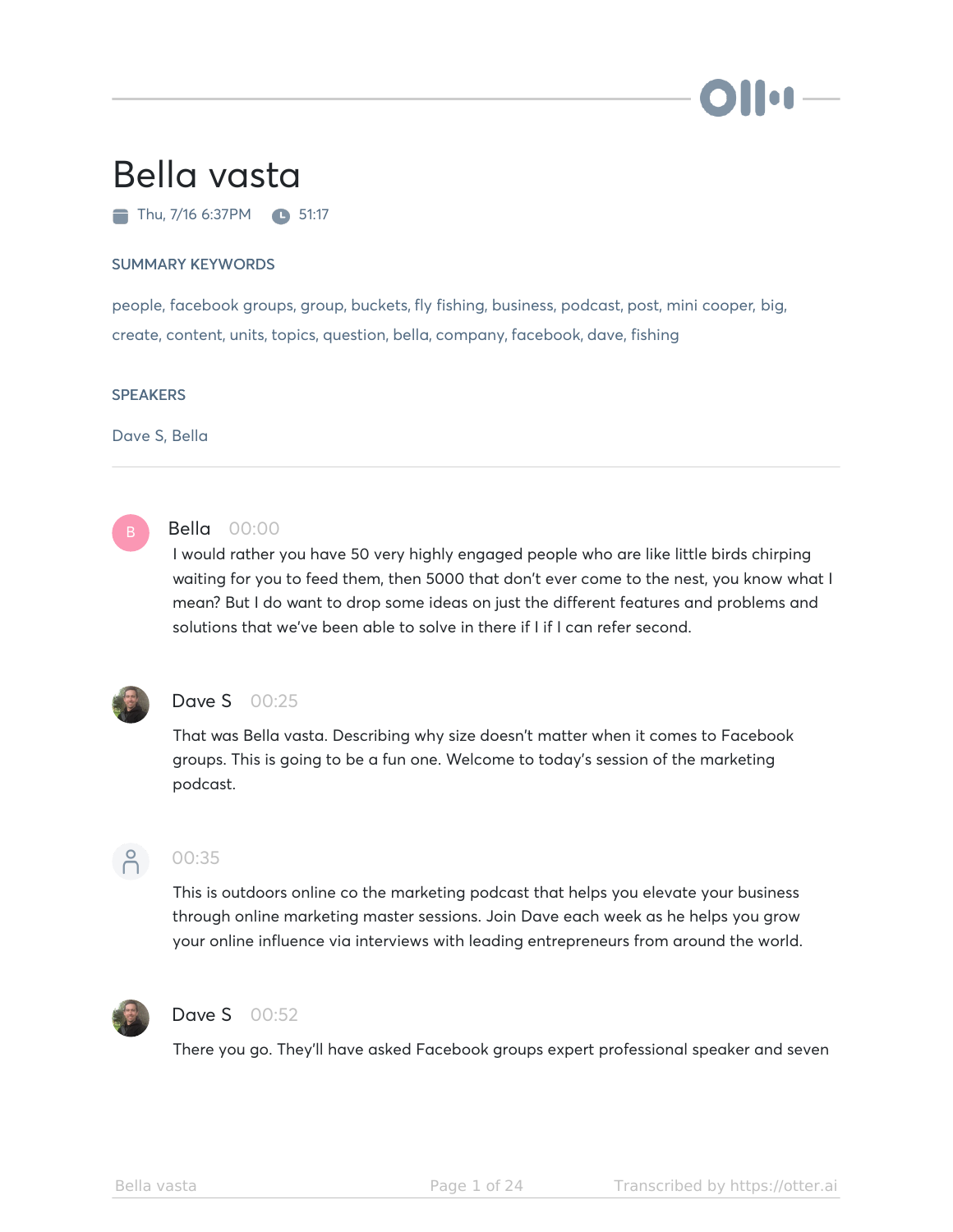# Bella vasta

Thu, 7/16 6:37PM    51:17

SUMMARY KEYWORDS

people, facebook groups, group, buckets, fly fishing, business, podcast, post, mini cooper, big, create, content, units, topics, question, bella, company, facebook, dave, fishing

SPEAKERS

Dave S, Bella

---

**Bella** 00:00

I would rather you have 50 very highly engaged people who are like little birds chirping waiting for you to feed them, then 5000 that don't ever come to the nest, you know what I mean? But I do want to drop some ideas on just the different features and problems and solutions that we've been able to solve in there if I if I can refer second.

**Dave S** 00:25

That was Bella vasta. Describing why size doesn't matter when it comes to Facebook groups. This is going to be a fun one. Welcome to today's session of the marketing podcast.

00:35

This is outdoors online co the marketing podcast that helps you elevate your business through online marketing master sessions. Join Dave each week as he helps you grow your online influence via interviews with leading entrepreneurs from around the world.

**Dave S** 00:52

There you go. They'll have asked Facebook groups expert professional speaker and seven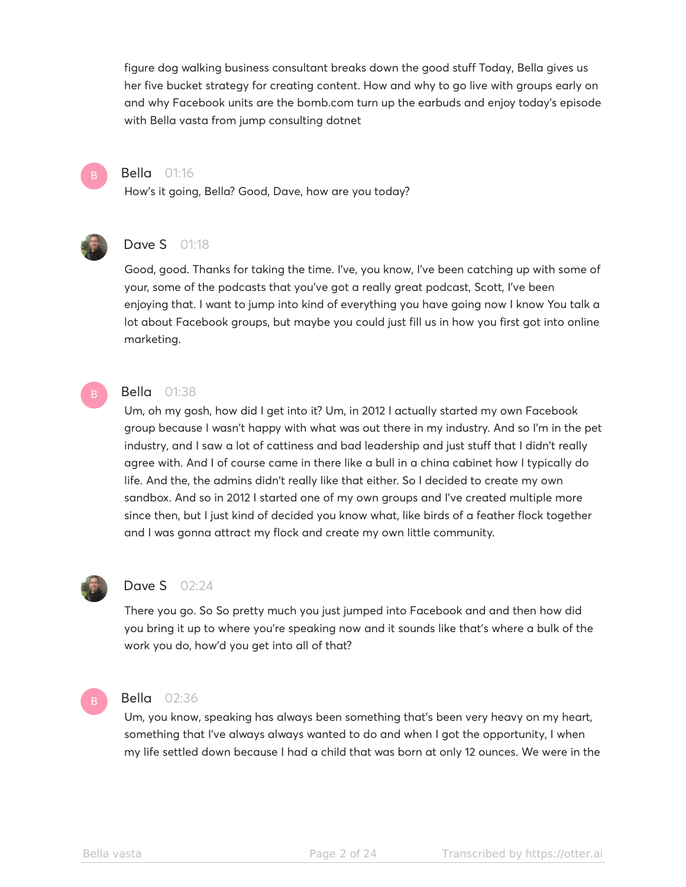figure dog walking business consultant breaks down the good stuff Today, Bella gives us her five bucket strategy for creating content. How and why to go live with groups early on and why Facebook units are the bomb.com turn up the earbuds and enjoy today's episode with Bella vasta from jump consulting dotnet

**Bella** 01:16

How's it going, Bella? Good, Dave, how are you today?

**Dave S** 01:18

Good, good. Thanks for taking the time. I've, you know, I've been catching up with some of your, some of the podcasts that you've got a really great podcast, Scott, I've been enjoying that. I want to jump into kind of everything you have going now I know You talk a lot about Facebook groups, but maybe you could just fill us in how you first got into online marketing.

**Bella** 01:38

Um, oh my gosh, how did I get into it? Um, in 2012 I actually started my own Facebook group because I wasn't happy with what was out there in my industry. And so I'm in the pet industry, and I saw a lot of cattiness and bad leadership and just stuff that I didn't really agree with. And I of course came in there like a bull in a china cabinet how I typically do life. And the, the admins didn't really like that either. So I decided to create my own sandbox. And so in 2012 I started one of my own groups and I've created multiple more since then, but I just kind of decided you know what, like birds of a feather flock together and I was gonna attract my flock and create my own little community.

**Dave S** 02:24

There you go. So So pretty much you just jumped into Facebook and and then how did you bring it up to where you're speaking now and it sounds like that's where a bulk of the work you do, how'd you get into all of that?

**Bella** 02:36

Um, you know, speaking has always been something that's been very heavy on my heart, something that I've always always wanted to do and when I got the opportunity, I when my life settled down because I had a child that was born at only 12 ounces. We were in the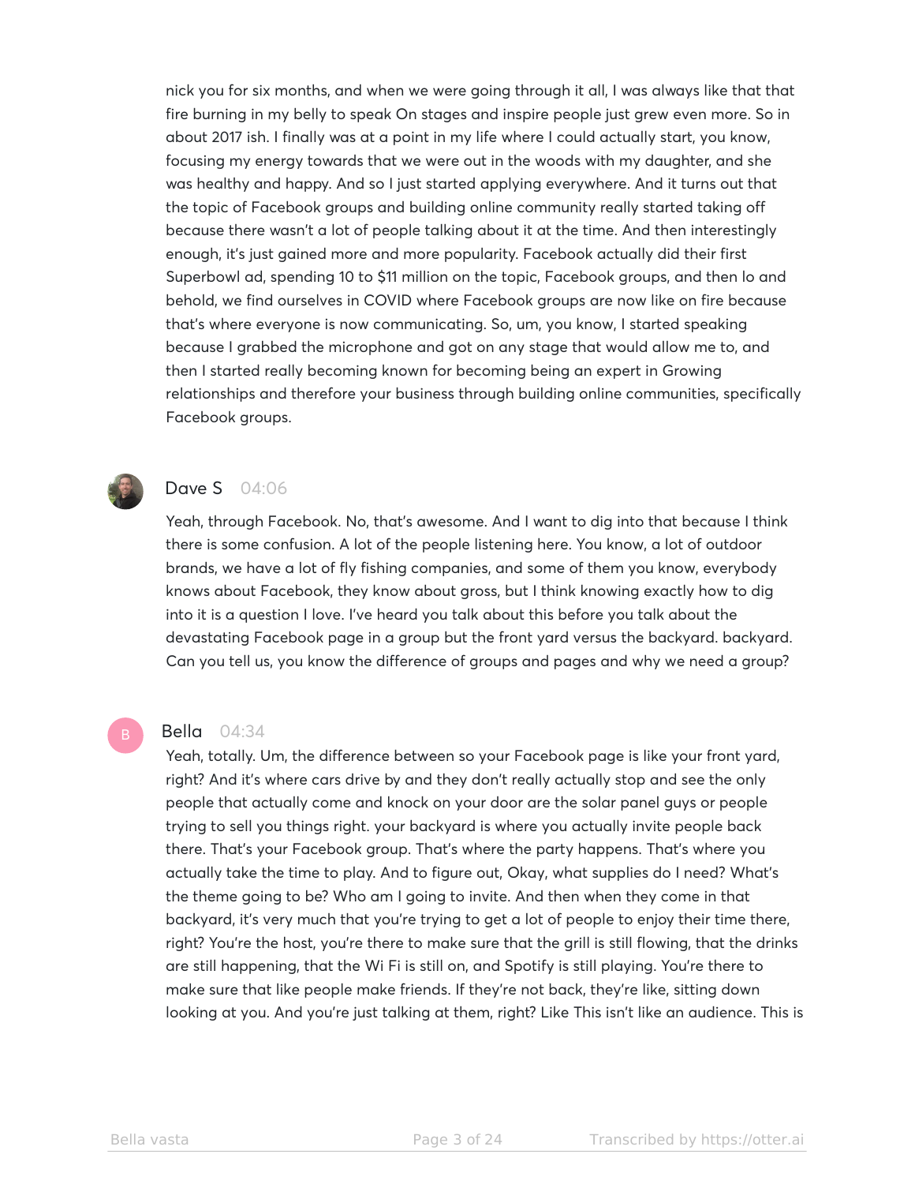nick you for six months, and when we were going through it all, I was always like that that fire burning in my belly to speak On stages and inspire people just grew even more. So in about 2017 ish. I finally was at a point in my life where I could actually start, you know, focusing my energy towards that we were out in the woods with my daughter, and she was healthy and happy. And so I just started applying everywhere. And it turns out that the topic of Facebook groups and building online community really started taking off because there wasn't a lot of people talking about it at the time. And then interestingly enough, it's just gained more and more popularity. Facebook actually did their first Superbowl ad, spending 10 to $11 million on the topic, Facebook groups, and then lo and behold, we find ourselves in COVID where Facebook groups are now like on fire because that's where everyone is now communicating. So, um, you know, I started speaking because I grabbed the microphone and got on any stage that would allow me to, and then I started really becoming known for becoming being an expert in Growing relationships and therefore your business through building online communities, specifically Facebook groups.

**Dave S** 04:06

Yeah, through Facebook. No, that's awesome. And I want to dig into that because I think there is some confusion. A lot of the people listening here. You know, a lot of outdoor brands, we have a lot of fly fishing companies, and some of them you know, everybody knows about Facebook, they know about gross, but I think knowing exactly how to dig into it is a question I love. I've heard you talk about this before you talk about the devastating Facebook page in a group but the front yard versus the backyard. backyard. Can you tell us, you know the difference of groups and pages and why we need a group?

**Bella** 04:34

Yeah, totally. Um, the difference between so your Facebook page is like your front yard, right? And it's where cars drive by and they don't really actually stop and see the only people that actually come and knock on your door are the solar panel guys or people trying to sell you things right. your backyard is where you actually invite people back there. That's your Facebook group. That's where the party happens. That's where you actually take the time to play. And to figure out, Okay, what supplies do I need? What's the theme going to be? Who am I going to invite. And then when they come in that backyard, it's very much that you're trying to get a lot of people to enjoy their time there, right? You're the host, you're there to make sure that the grill is still flowing, that the drinks are still happening, that the Wi Fi is still on, and Spotify is still playing. You're there to make sure that like people make friends. If they're not back, they're like, sitting down looking at you. And you're just talking at them, right? Like This isn't like an audience. This is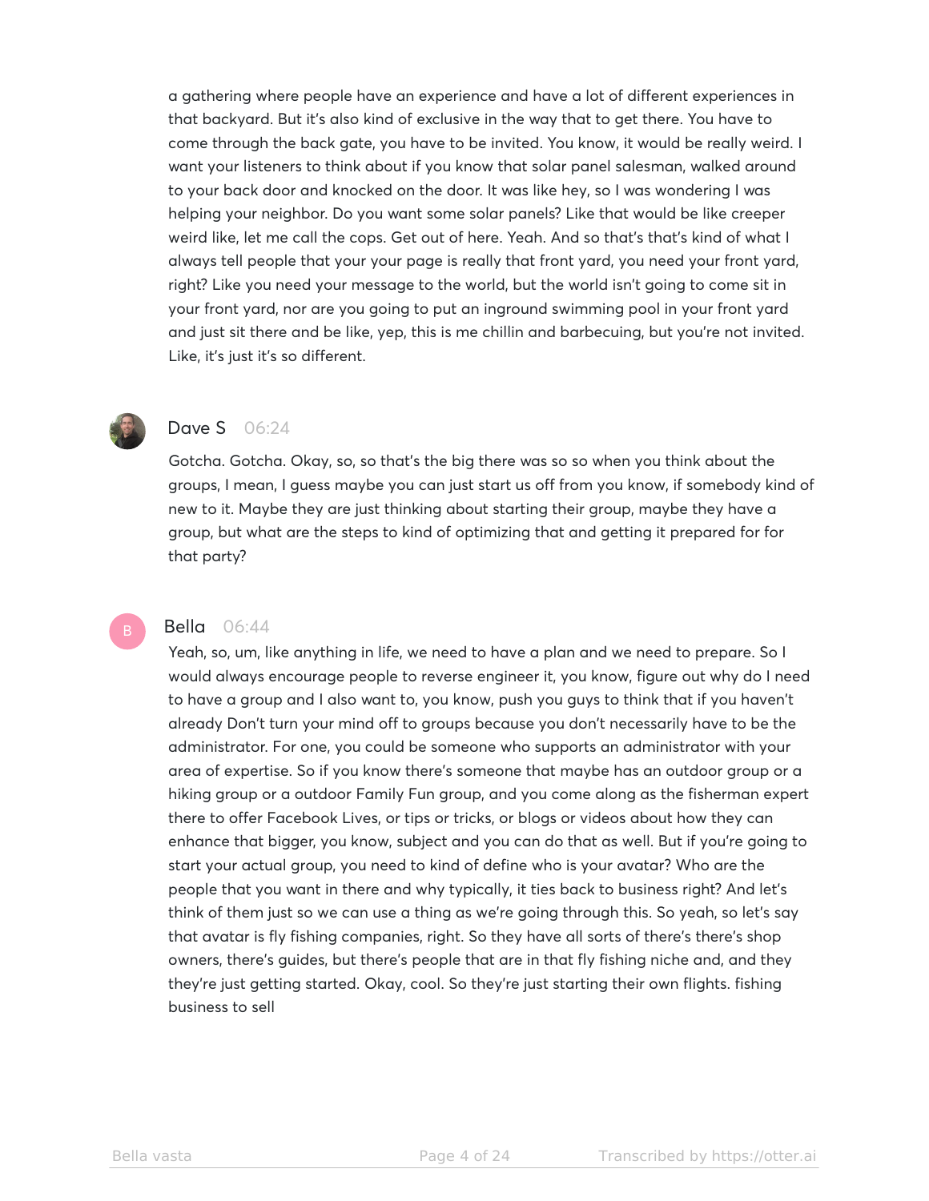a gathering where people have an experience and have a lot of different experiences in that backyard. But it's also kind of exclusive in the way that to get there. You have to come through the back gate, you have to be invited. You know, it would be really weird. I want your listeners to think about if you know that solar panel salesman, walked around to your back door and knocked on the door. It was like hey, so I was wondering I was helping your neighbor. Do you want some solar panels? Like that would be like creeper weird like, let me call the cops. Get out of here. Yeah. And so that's that's kind of what I always tell people that your your page is really that front yard, you need your front yard, right? Like you need your message to the world, but the world isn't going to come sit in your front yard, nor are you going to put an inground swimming pool in your front yard and just sit there and be like, yep, this is me chillin and barbecuing, but you're not invited. Like, it's just it's so different.

**Dave S** 06:24

Gotcha. Gotcha. Okay, so, so that's the big there was so so when you think about the groups, I mean, I guess maybe you can just start us off from you know, if somebody kind of new to it. Maybe they are just thinking about starting their group, maybe they have a group, but what are the steps to kind of optimizing that and getting it prepared for for that party?

**Bella** 06:44

Yeah, so, um, like anything in life, we need to have a plan and we need to prepare. So I would always encourage people to reverse engineer it, you know, figure out why do I need to have a group and I also want to, you know, push you guys to think that if you haven't already Don't turn your mind off to groups because you don't necessarily have to be the administrator. For one, you could be someone who supports an administrator with your area of expertise. So if you know there's someone that maybe has an outdoor group or a hiking group or a outdoor Family Fun group, and you come along as the fisherman expert there to offer Facebook Lives, or tips or tricks, or blogs or videos about how they can enhance that bigger, you know, subject and you can do that as well. But if you're going to start your actual group, you need to kind of define who is your avatar? Who are the people that you want in there and why typically, it ties back to business right? And let's think of them just so we can use a thing as we're going through this. So yeah, so let's say that avatar is fly fishing companies, right. So they have all sorts of there's there's shop owners, there's guides, but there's people that are in that fly fishing niche and, and they they're just getting started. Okay, cool. So they're just starting their own flights. fishing business to sell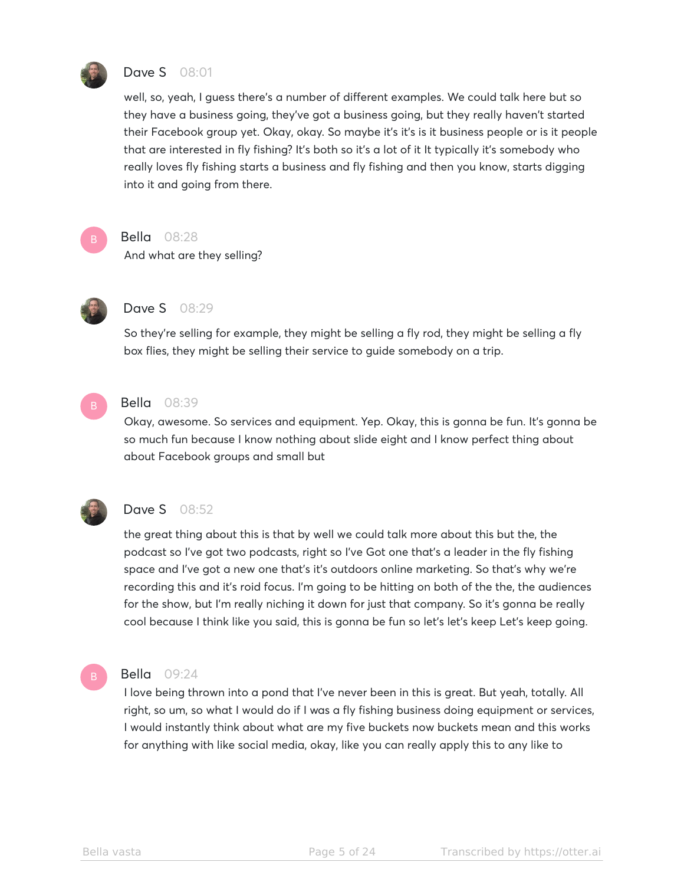**Dave S** 08:01

well, so, yeah, I guess there's a number of different examples. We could talk here but so they have a business going, they've got a business going, but they really haven't started their Facebook group yet. Okay, okay. So maybe it's it's is it business people or is it people that are interested in fly fishing? It's both so it's a lot of it It typically it's somebody who really loves fly fishing starts a business and fly fishing and then you know, starts digging into it and going from there.

**Bella** 08:28

And what are they selling?

**Dave S** 08:29

So they're selling for example, they might be selling a fly rod, they might be selling a fly box flies, they might be selling their service to guide somebody on a trip.

**Bella** 08:39

Okay, awesome. So services and equipment. Yep. Okay, this is gonna be fun. It's gonna be so much fun because I know nothing about slide eight and I know perfect thing about about Facebook groups and small but

**Dave S** 08:52

the great thing about this is that by well we could talk more about this but the, the podcast so I've got two podcasts, right so I've Got one that's a leader in the fly fishing space and I've got a new one that's it's outdoors online marketing. So that's why we're recording this and it's roid focus. I'm going to be hitting on both of the the, the audiences for the show, but I'm really niching it down for just that company. So it's gonna be really cool because I think like you said, this is gonna be fun so let's let's keep Let's keep going.

**Bella** 09:24

I love being thrown into a pond that I've never been in this is great. But yeah, totally. All right, so um, so what I would do if I was a fly fishing business doing equipment or services, I would instantly think about what are my five buckets now buckets mean and this works for anything with like social media, okay, like you can really apply this to any like to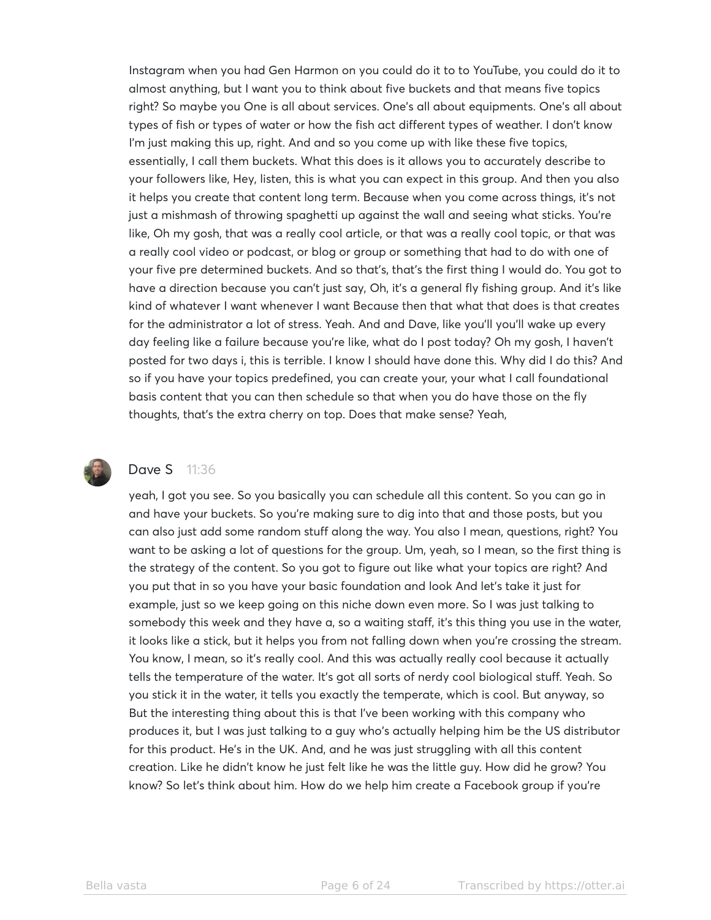Instagram when you had Gen Harmon on you could do it to to YouTube, you could do it to almost anything, but I want you to think about five buckets and that means five topics right? So maybe you One is all about services. One's all about equipments. One's all about types of fish or types of water or how the fish act different types of weather. I don't know I'm just making this up, right. And and so you come up with like these five topics, essentially, I call them buckets. What this does is it allows you to accurately describe to your followers like, Hey, listen, this is what you can expect in this group. And then you also it helps you create that content long term. Because when you come across things, it's not just a mishmash of throwing spaghetti up against the wall and seeing what sticks. You're like, Oh my gosh, that was a really cool article, or that was a really cool topic, or that was a really cool video or podcast, or blog or group or something that had to do with one of your five pre determined buckets. And so that's, that's the first thing I would do. You got to have a direction because you can't just say, Oh, it's a general fly fishing group. And it's like kind of whatever I want whenever I want Because then that what that does is that creates for the administrator a lot of stress. Yeah. And and Dave, like you'll you'll wake up every day feeling like a failure because you're like, what do I post today? Oh my gosh, I haven't posted for two days i, this is terrible. I know I should have done this. Why did I do this? And so if you have your topics predefined, you can create your, your what I call foundational basis content that you can then schedule so that when you do have those on the fly thoughts, that's the extra cherry on top. Does that make sense? Yeah,

**Dave S** 11:36

yeah, I got you see. So you basically you can schedule all this content. So you can go in and have your buckets. So you're making sure to dig into that and those posts, but you can also just add some random stuff along the way. You also I mean, questions, right? You want to be asking a lot of questions for the group. Um, yeah, so I mean, so the first thing is the strategy of the content. So you got to figure out like what your topics are right? And you put that in so you have your basic foundation and look And let's take it just for example, just so we keep going on this niche down even more. So I was just talking to somebody this week and they have a, so a waiting staff, it's this thing you use in the water, it looks like a stick, but it helps you from not falling down when you're crossing the stream. You know, I mean, so it's really cool. And this was actually really cool because it actually tells the temperature of the water. It's got all sorts of nerdy cool biological stuff. Yeah. So you stick it in the water, it tells you exactly the temperate, which is cool. But anyway, so But the interesting thing about this is that I've been working with this company who produces it, but I was just talking to a guy who's actually helping him be the US distributor for this product. He's in the UK. And, and he was just struggling with all this content creation. Like he didn't know he just felt like he was the little guy. How did he grow? You know? So let's think about him. How do we help him create a Facebook group if you're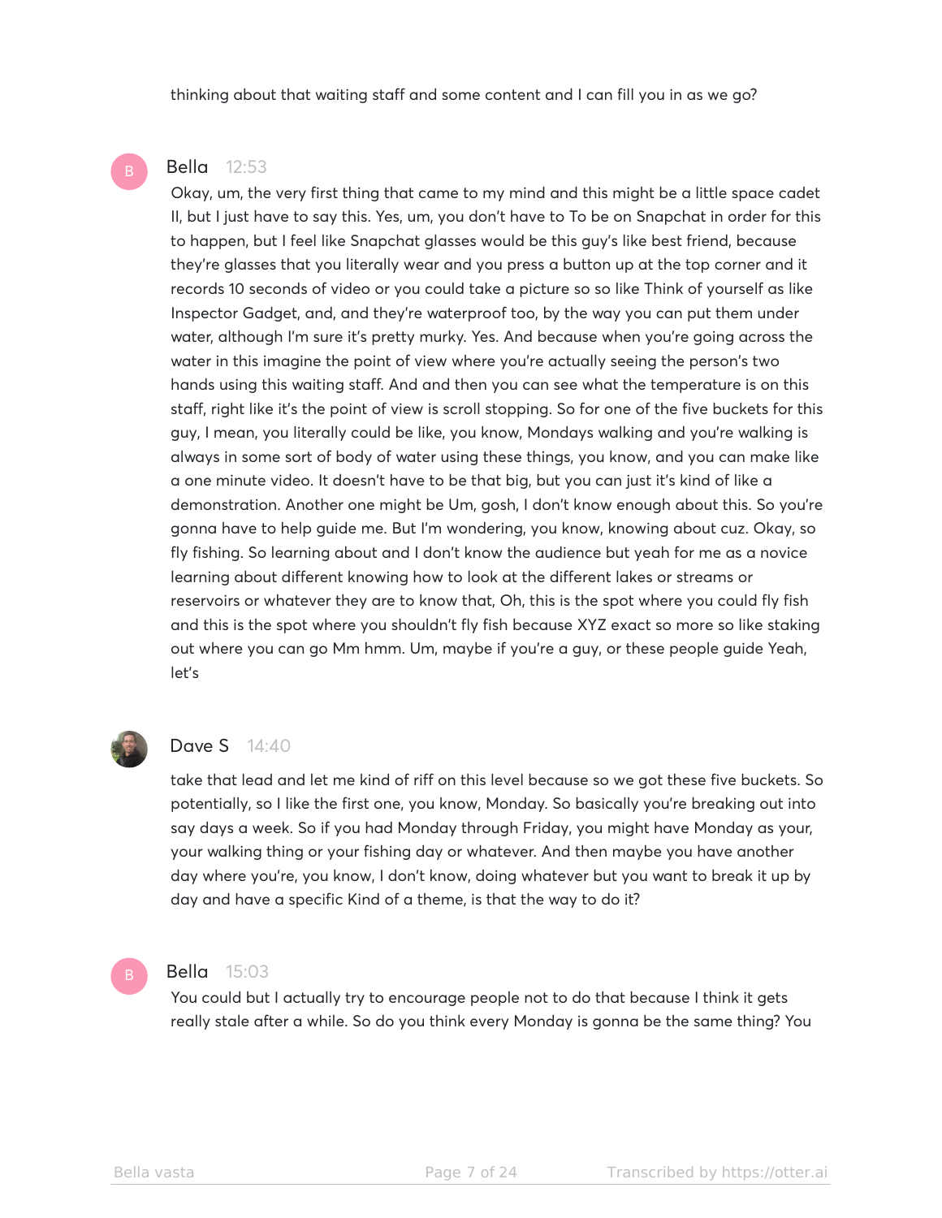thinking about that waiting staff and some content and I can fill you in as we go?

**Bella** 12:53

Okay, um, the very first thing that came to my mind and this might be a little space cadet II, but I just have to say this. Yes, um, you don't have to To be on Snapchat in order for this to happen, but I feel like Snapchat glasses would be this guy's like best friend, because they're glasses that you literally wear and you press a button up at the top corner and it records 10 seconds of video or you could take a picture so so like Think of yourself as like Inspector Gadget, and, and they're waterproof too, by the way you can put them under water, although I'm sure it's pretty murky. Yes. And because when you're going across the water in this imagine the point of view where you're actually seeing the person's two hands using this waiting staff. And and then you can see what the temperature is on this staff, right like it's the point of view is scroll stopping. So for one of the five buckets for this guy, I mean, you literally could be like, you know, Mondays walking and you're walking is always in some sort of body of water using these things, you know, and you can make like a one minute video. It doesn't have to be that big, but you can just it's kind of like a demonstration. Another one might be Um, gosh, I don't know enough about this. So you're gonna have to help guide me. But I'm wondering, you know, knowing about cuz. Okay, so fly fishing. So learning about and I don't know the audience but yeah for me as a novice learning about different knowing how to look at the different lakes or streams or reservoirs or whatever they are to know that, Oh, this is the spot where you could fly fish and this is the spot where you shouldn't fly fish because XYZ exact so more so like staking out where you can go Mm hmm. Um, maybe if you're a guy, or these people guide Yeah, let's

**Dave S** 14:40

take that lead and let me kind of riff on this level because so we got these five buckets. So potentially, so I like the first one, you know, Monday. So basically you're breaking out into say days a week. So if you had Monday through Friday, you might have Monday as your, your walking thing or your fishing day or whatever. And then maybe you have another day where you're, you know, I don't know, doing whatever but you want to break it up by day and have a specific Kind of a theme, is that the way to do it?

**Bella** 15:03

You could but I actually try to encourage people not to do that because I think it gets really stale after a while. So do you think every Monday is gonna be the same thing? You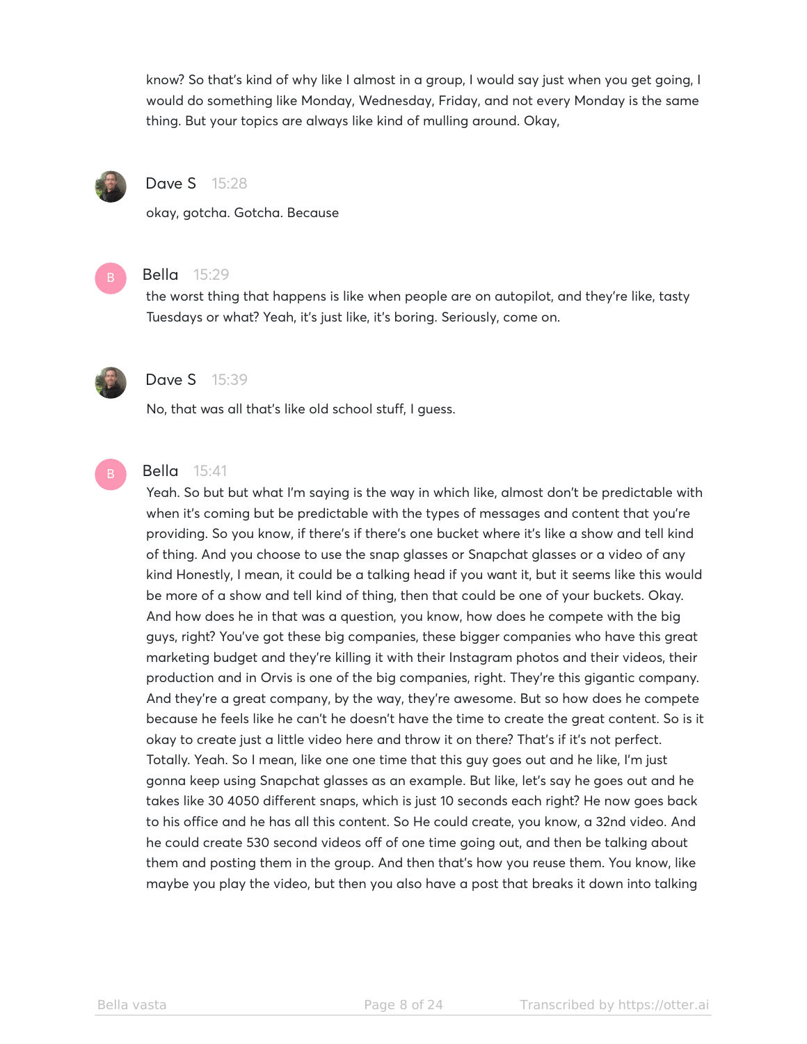know? So that's kind of why like I almost in a group, I would say just when you get going, I would do something like Monday, Wednesday, Friday, and not every Monday is the same thing. But your topics are always like kind of mulling around. Okay,

**Dave S** 15:28

okay, gotcha. Gotcha. Because

**Bella** 15:29

the worst thing that happens is like when people are on autopilot, and they're like, tasty Tuesdays or what? Yeah, it's just like, it's boring. Seriously, come on.

**Dave S** 15:39

No, that was all that's like old school stuff, I guess.

**Bella** 15:41

Yeah. So but but what I'm saying is the way in which like, almost don't be predictable with when it's coming but be predictable with the types of messages and content that you're providing. So you know, if there's if there's one bucket where it's like a show and tell kind of thing. And you choose to use the snap glasses or Snapchat glasses or a video of any kind Honestly, I mean, it could be a talking head if you want it, but it seems like this would be more of a show and tell kind of thing, then that could be one of your buckets. Okay. And how does he in that was a question, you know, how does he compete with the big guys, right? You've got these big companies, these bigger companies who have this great marketing budget and they're killing it with their Instagram photos and their videos, their production and in Orvis is one of the big companies, right. They're this gigantic company. And they're a great company, by the way, they're awesome. But so how does he compete because he feels like he can't he doesn't have the time to create the great content. So is it okay to create just a little video here and throw it on there? That's if it's not perfect. Totally. Yeah. So I mean, like one one time that this guy goes out and he like, I'm just gonna keep using Snapchat glasses as an example. But like, let's say he goes out and he takes like 30 4050 different snaps, which is just 10 seconds each right? He now goes back to his office and he has all this content. So He could create, you know, a 32nd video. And he could create 530 second videos off of one time going out, and then be talking about them and posting them in the group. And then that's how you reuse them. You know, like maybe you play the video, but then you also have a post that breaks it down into talking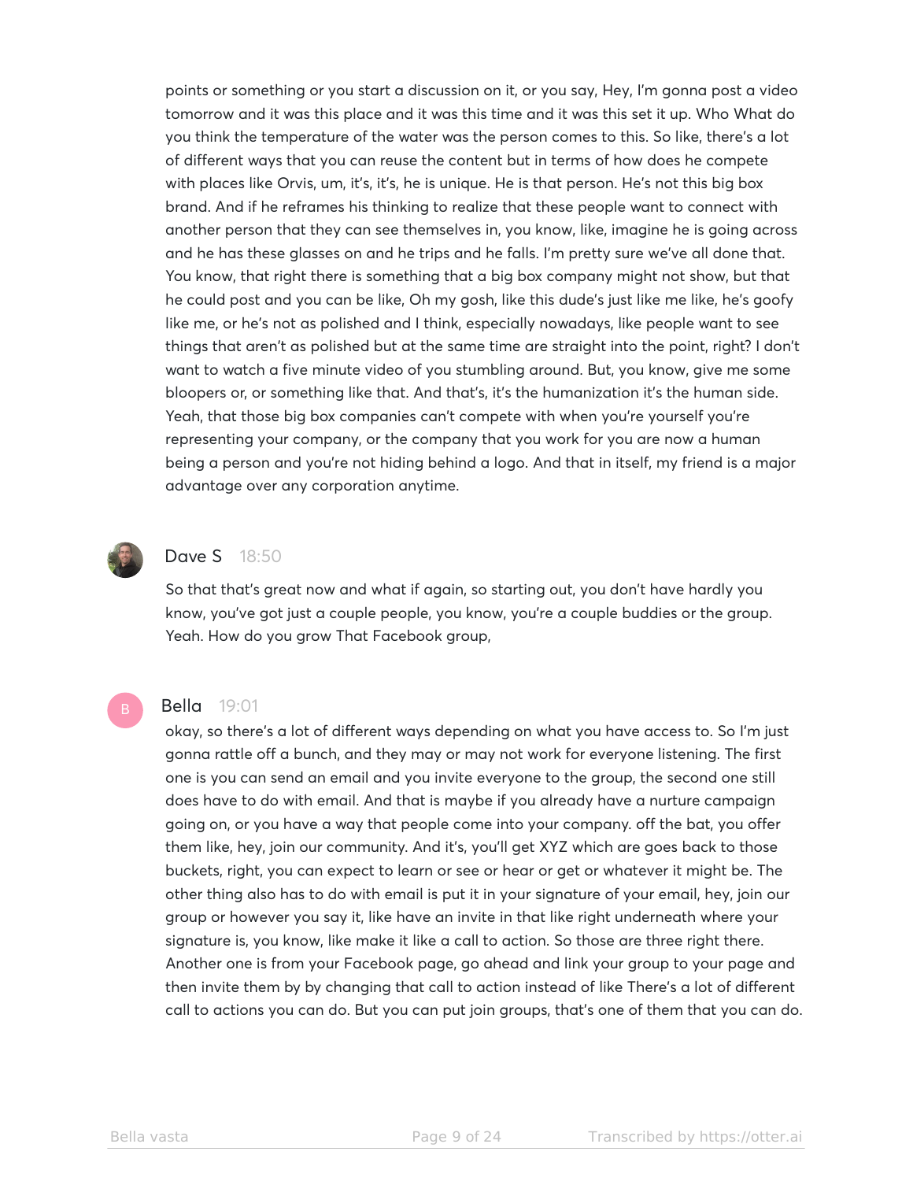points or something or you start a discussion on it, or you say, Hey, I'm gonna post a video tomorrow and it was this place and it was this time and it was this set it up. Who What do you think the temperature of the water was the person comes to this. So like, there's a lot of different ways that you can reuse the content but in terms of how does he compete with places like Orvis, um, it's, it's, he is unique. He is that person. He's not this big box brand. And if he reframes his thinking to realize that these people want to connect with another person that they can see themselves in, you know, like, imagine he is going across and he has these glasses on and he trips and he falls. I'm pretty sure we've all done that. You know, that right there is something that a big box company might not show, but that he could post and you can be like, Oh my gosh, like this dude's just like me like, he's goofy like me, or he's not as polished and I think, especially nowadays, like people want to see things that aren't as polished but at the same time are straight into the point, right? I don't want to watch a five minute video of you stumbling around. But, you know, give me some bloopers or, or something like that. And that's, it's the humanization it's the human side. Yeah, that those big box companies can't compete with when you're yourself you're representing your company, or the company that you work for you are now a human being a person and you're not hiding behind a logo. And that in itself, my friend is a major advantage over any corporation anytime.

**Dave S** 18:50

So that that's great now and what if again, so starting out, you don't have hardly you know, you've got just a couple people, you know, you're a couple buddies or the group. Yeah. How do you grow That Facebook group,

**Bella** 19:01

okay, so there's a lot of different ways depending on what you have access to. So I'm just gonna rattle off a bunch, and they may or may not work for everyone listening. The first one is you can send an email and you invite everyone to the group, the second one still does have to do with email. And that is maybe if you already have a nurture campaign going on, or you have a way that people come into your company. off the bat, you offer them like, hey, join our community. And it's, you'll get XYZ which are goes back to those buckets, right, you can expect to learn or see or hear or get or whatever it might be. The other thing also has to do with email is put it in your signature of your email, hey, join our group or however you say it, like have an invite in that like right underneath where your signature is, you know, like make it like a call to action. So those are three right there. Another one is from your Facebook page, go ahead and link your group to your page and then invite them by by changing that call to action instead of like There's a lot of different call to actions you can do. But you can put join groups, that's one of them that you can do.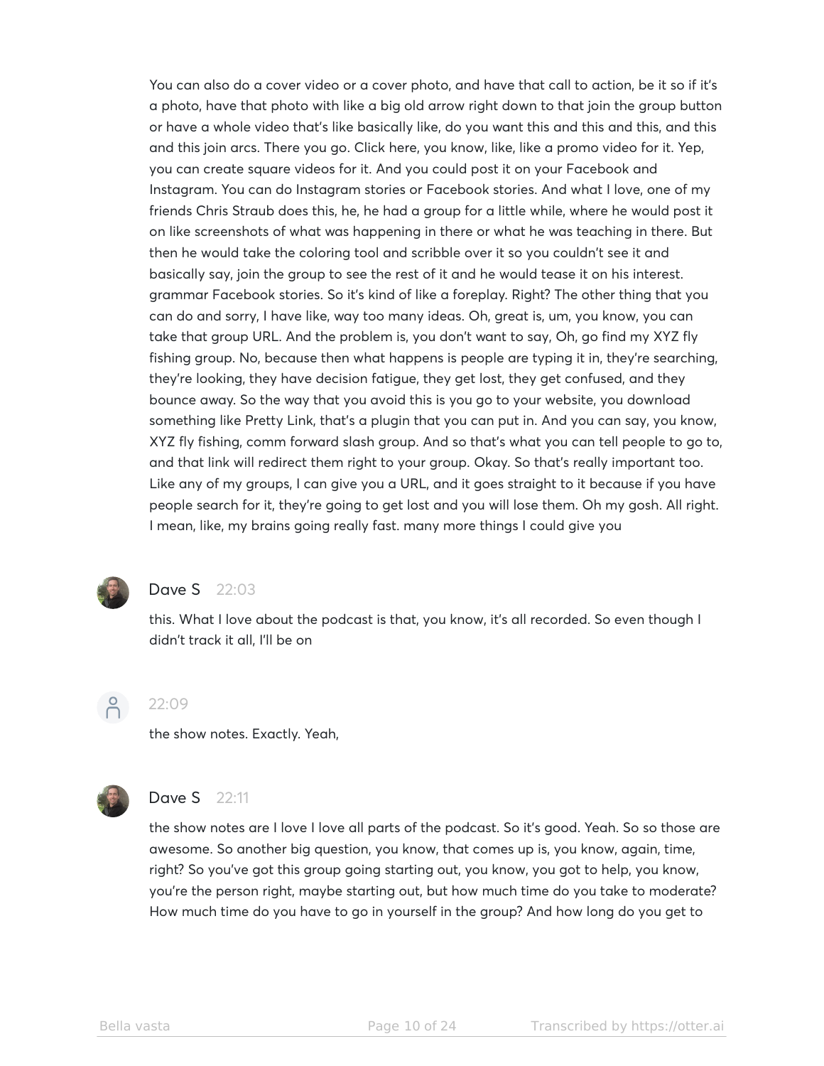You can also do a cover video or a cover photo, and have that call to action, be it so if it's a photo, have that photo with like a big old arrow right down to that join the group button or have a whole video that's like basically like, do you want this and this and this, and this and this join arcs. There you go. Click here, you know, like, like a promo video for it. Yep, you can create square videos for it. And you could post it on your Facebook and Instagram. You can do Instagram stories or Facebook stories. And what I love, one of my friends Chris Straub does this, he, he had a group for a little while, where he would post it on like screenshots of what was happening in there or what he was teaching in there. But then he would take the coloring tool and scribble over it so you couldn't see it and basically say, join the group to see the rest of it and he would tease it on his interest. grammar Facebook stories. So it's kind of like a foreplay. Right? The other thing that you can do and sorry, I have like, way too many ideas. Oh, great is, um, you know, you can take that group URL. And the problem is, you don't want to say, Oh, go find my XYZ fly fishing group. No, because then what happens is people are typing it in, they're searching, they're looking, they have decision fatigue, they get lost, they get confused, and they bounce away. So the way that you avoid this is you go to your website, you download something like Pretty Link, that's a plugin that you can put in. And you can say, you know, XYZ fly fishing, comm forward slash group. And so that's what you can tell people to go to, and that link will redirect them right to your group. Okay. So that's really important too. Like any of my groups, I can give you a URL, and it goes straight to it because if you have people search for it, they're going to get lost and you will lose them. Oh my gosh. All right. I mean, like, my brains going really fast. many more things I could give you

**Dave S** 22:03

this. What I love about the podcast is that, you know, it's all recorded. So even though I didn't track it all, I'll be on

22:09

the show notes. Exactly. Yeah,

**Dave S** 22:11

the show notes are I love I love all parts of the podcast. So it's good. Yeah. So so those are awesome. So another big question, you know, that comes up is, you know, again, time, right? So you've got this group going starting out, you know, you got to help, you know, you're the person right, maybe starting out, but how much time do you take to moderate? How much time do you have to go in yourself in the group? And how long do you get to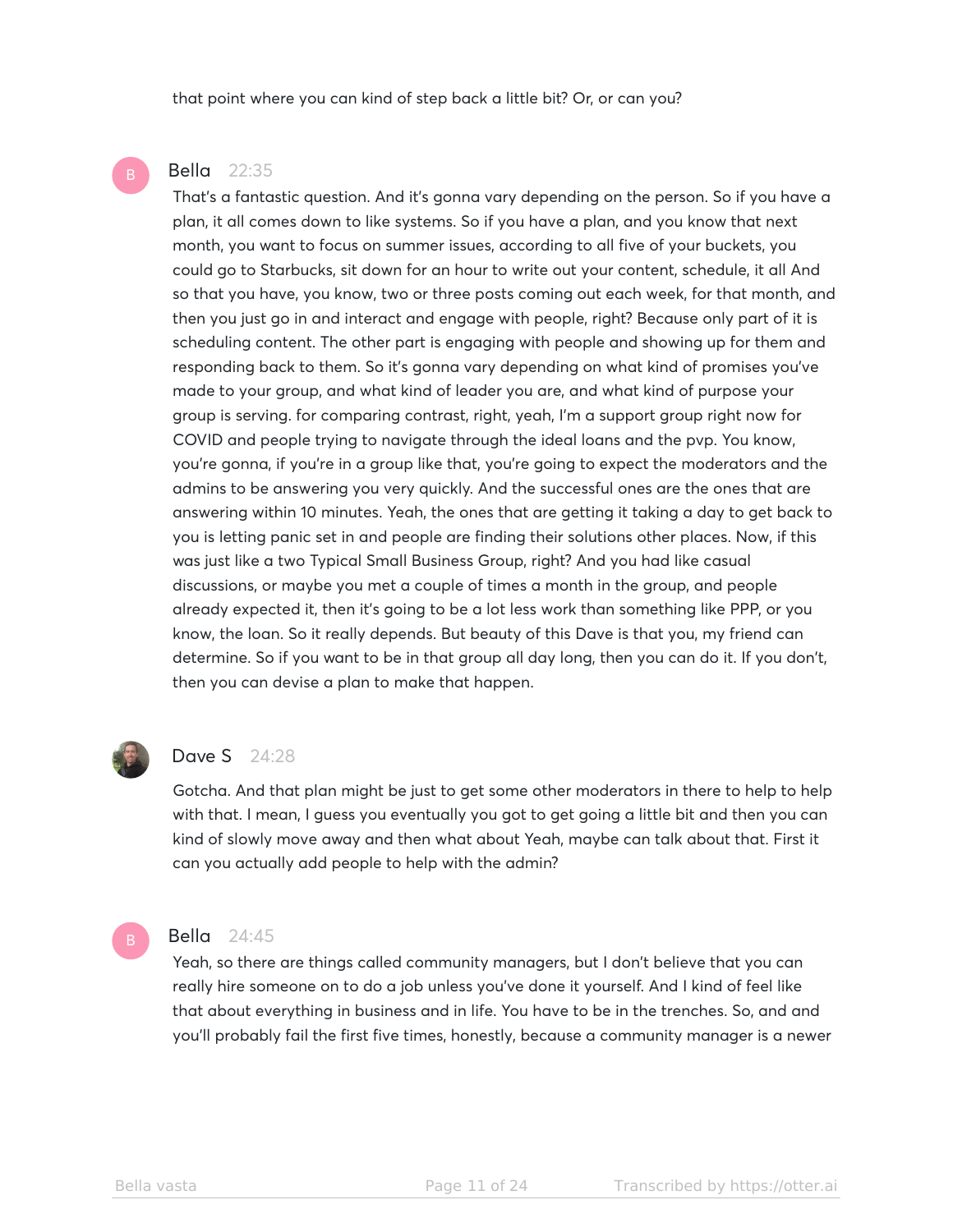that point where you can kind of step back a little bit? Or, or can you?

**Bella** 22:35

That's a fantastic question. And it's gonna vary depending on the person. So if you have a plan, it all comes down to like systems. So if you have a plan, and you know that next month, you want to focus on summer issues, according to all five of your buckets, you could go to Starbucks, sit down for an hour to write out your content, schedule, it all And so that you have, you know, two or three posts coming out each week, for that month, and then you just go in and interact and engage with people, right? Because only part of it is scheduling content. The other part is engaging with people and showing up for them and responding back to them. So it's gonna vary depending on what kind of promises you've made to your group, and what kind of leader you are, and what kind of purpose your group is serving. for comparing contrast, right, yeah, I'm a support group right now for COVID and people trying to navigate through the ideal loans and the pvp. You know, you're gonna, if you're in a group like that, you're going to expect the moderators and the admins to be answering you very quickly. And the successful ones are the ones that are answering within 10 minutes. Yeah, the ones that are getting it taking a day to get back to you is letting panic set in and people are finding their solutions other places. Now, if this was just like a two Typical Small Business Group, right? And you had like casual discussions, or maybe you met a couple of times a month in the group, and people already expected it, then it's going to be a lot less work than something like PPP, or you know, the loan. So it really depends. But beauty of this Dave is that you, my friend can determine. So if you want to be in that group all day long, then you can do it. If you don't, then you can devise a plan to make that happen.

**Dave S** 24:28

Gotcha. And that plan might be just to get some other moderators in there to help to help with that. I mean, I guess you eventually you got to get going a little bit and then you can kind of slowly move away and then what about Yeah, maybe can talk about that. First it can you actually add people to help with the admin?

**Bella** 24:45

Yeah, so there are things called community managers, but I don't believe that you can really hire someone on to do a job unless you've done it yourself. And I kind of feel like that about everything in business and in life. You have to be in the trenches. So, and and you'll probably fail the first five times, honestly, because a community manager is a newer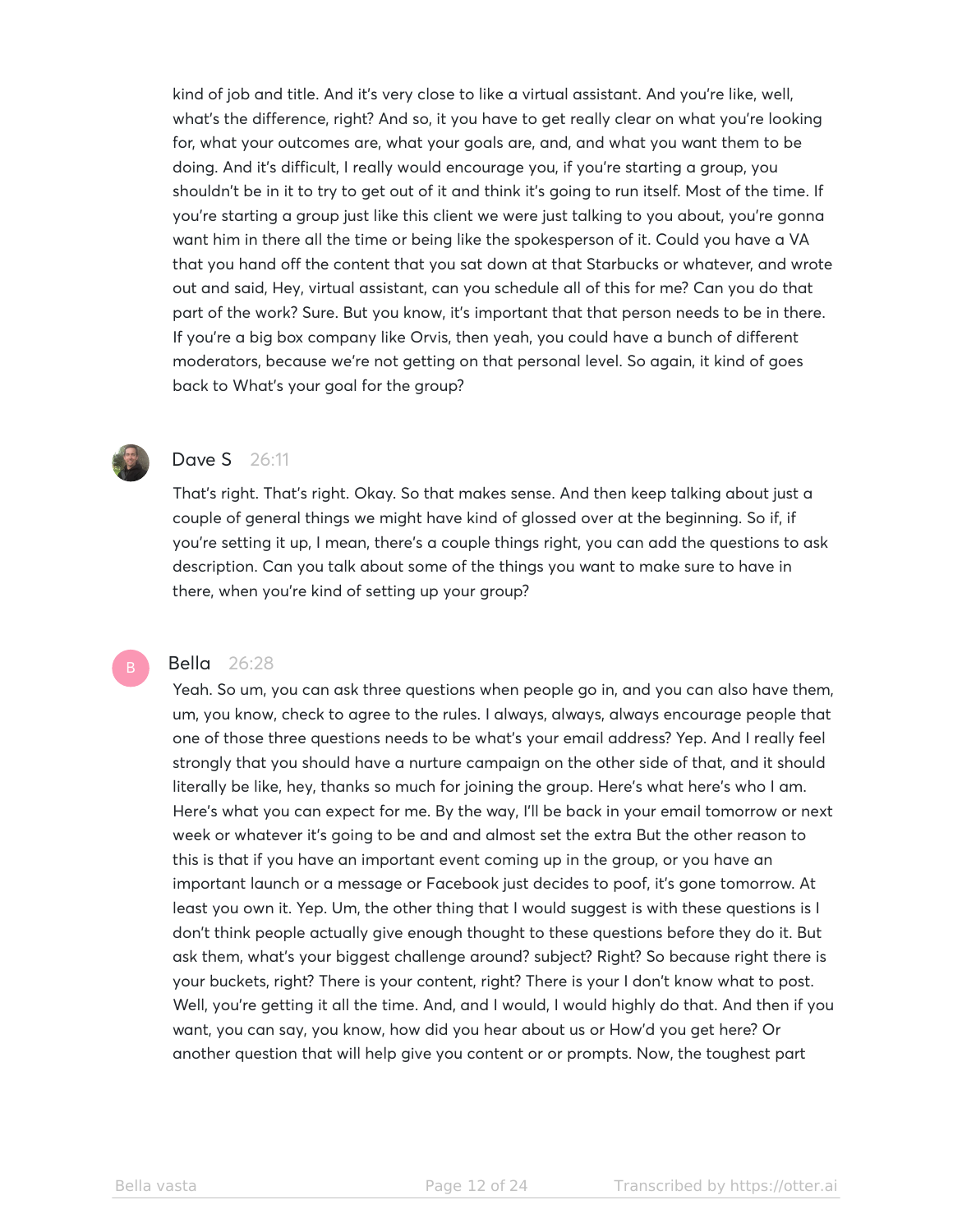kind of job and title. And it's very close to like a virtual assistant. And you're like, well, what's the difference, right? And so, it you have to get really clear on what you're looking for, what your outcomes are, what your goals are, and, and what you want them to be doing. And it's difficult, I really would encourage you, if you're starting a group, you shouldn't be in it to try to get out of it and think it's going to run itself. Most of the time. If you're starting a group just like this client we were just talking to you about, you're gonna want him in there all the time or being like the spokesperson of it. Could you have a VA that you hand off the content that you sat down at that Starbucks or whatever, and wrote out and said, Hey, virtual assistant, can you schedule all of this for me? Can you do that part of the work? Sure. But you know, it's important that that person needs to be in there. If you're a big box company like Orvis, then yeah, you could have a bunch of different moderators, because we're not getting on that personal level. So again, it kind of goes back to What's your goal for the group?

**Dave S** 26:11

That's right. That's right. Okay. So that makes sense. And then keep talking about just a couple of general things we might have kind of glossed over at the beginning. So if, if you're setting it up, I mean, there's a couple things right, you can add the questions to ask description. Can you talk about some of the things you want to make sure to have in there, when you're kind of setting up your group?

**Bella** 26:28

Yeah. So um, you can ask three questions when people go in, and you can also have them, um, you know, check to agree to the rules. I always, always, always encourage people that one of those three questions needs to be what's your email address? Yep. And I really feel strongly that you should have a nurture campaign on the other side of that, and it should literally be like, hey, thanks so much for joining the group. Here's what here's who I am. Here's what you can expect for me. By the way, I'll be back in your email tomorrow or next week or whatever it's going to be and and almost set the extra But the other reason to this is that if you have an important event coming up in the group, or you have an important launch or a message or Facebook just decides to poof, it's gone tomorrow. At least you own it. Yep. Um, the other thing that I would suggest is with these questions is I don't think people actually give enough thought to these questions before they do it. But ask them, what's your biggest challenge around? subject? Right? So because right there is your buckets, right? There is your content, right? There is your I don't know what to post. Well, you're getting it all the time. And, and I would, I would highly do that. And then if you want, you can say, you know, how did you hear about us or How'd you get here? Or another question that will help give you content or or prompts. Now, the toughest part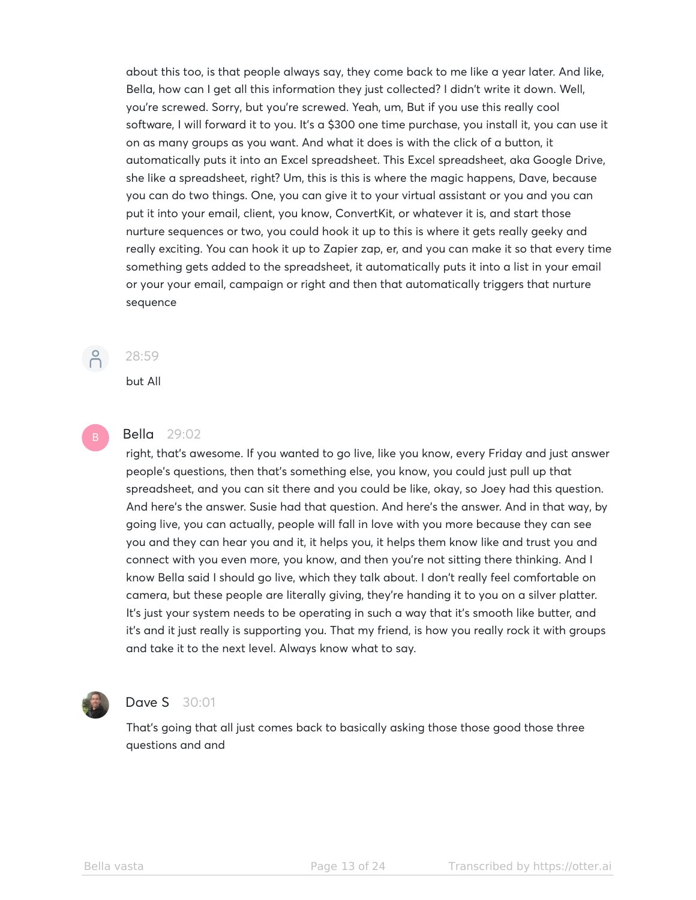about this too, is that people always say, they come back to me like a year later. And like, Bella, how can I get all this information they just collected? I didn't write it down. Well, you're screwed. Sorry, but you're screwed. Yeah, um, But if you use this really cool software, I will forward it to you. It's a $300 one time purchase, you install it, you can use it on as many groups as you want. And what it does is with the click of a button, it automatically puts it into an Excel spreadsheet. This Excel spreadsheet, aka Google Drive, she like a spreadsheet, right? Um, this is this is where the magic happens, Dave, because you can do two things. One, you can give it to your virtual assistant or you and you can put it into your email, client, you know, ConvertKit, or whatever it is, and start those nurture sequences or two, you could hook it up to this is where it gets really geeky and really exciting. You can hook it up to Zapier zap, er, and you can make it so that every time something gets added to the spreadsheet, it automatically puts it into a list in your email or your your email, campaign or right and then that automatically triggers that nurture sequence

28:59

but All

**Bella** 29:02

right, that's awesome. If you wanted to go live, like you know, every Friday and just answer people's questions, then that's something else, you know, you could just pull up that spreadsheet, and you can sit there and you could be like, okay, so Joey had this question. And here's the answer. Susie had that question. And here's the answer. And in that way, by going live, you can actually, people will fall in love with you more because they can see you and they can hear you and it, it helps you, it helps them know like and trust you and connect with you even more, you know, and then you're not sitting there thinking. And I know Bella said I should go live, which they talk about. I don't really feel comfortable on camera, but these people are literally giving, they're handing it to you on a silver platter. It's just your system needs to be operating in such a way that it's smooth like butter, and it's and it just really is supporting you. That my friend, is how you really rock it with groups and take it to the next level. Always know what to say.

**Dave S** 30:01

That's going that all just comes back to basically asking those those good those three questions and and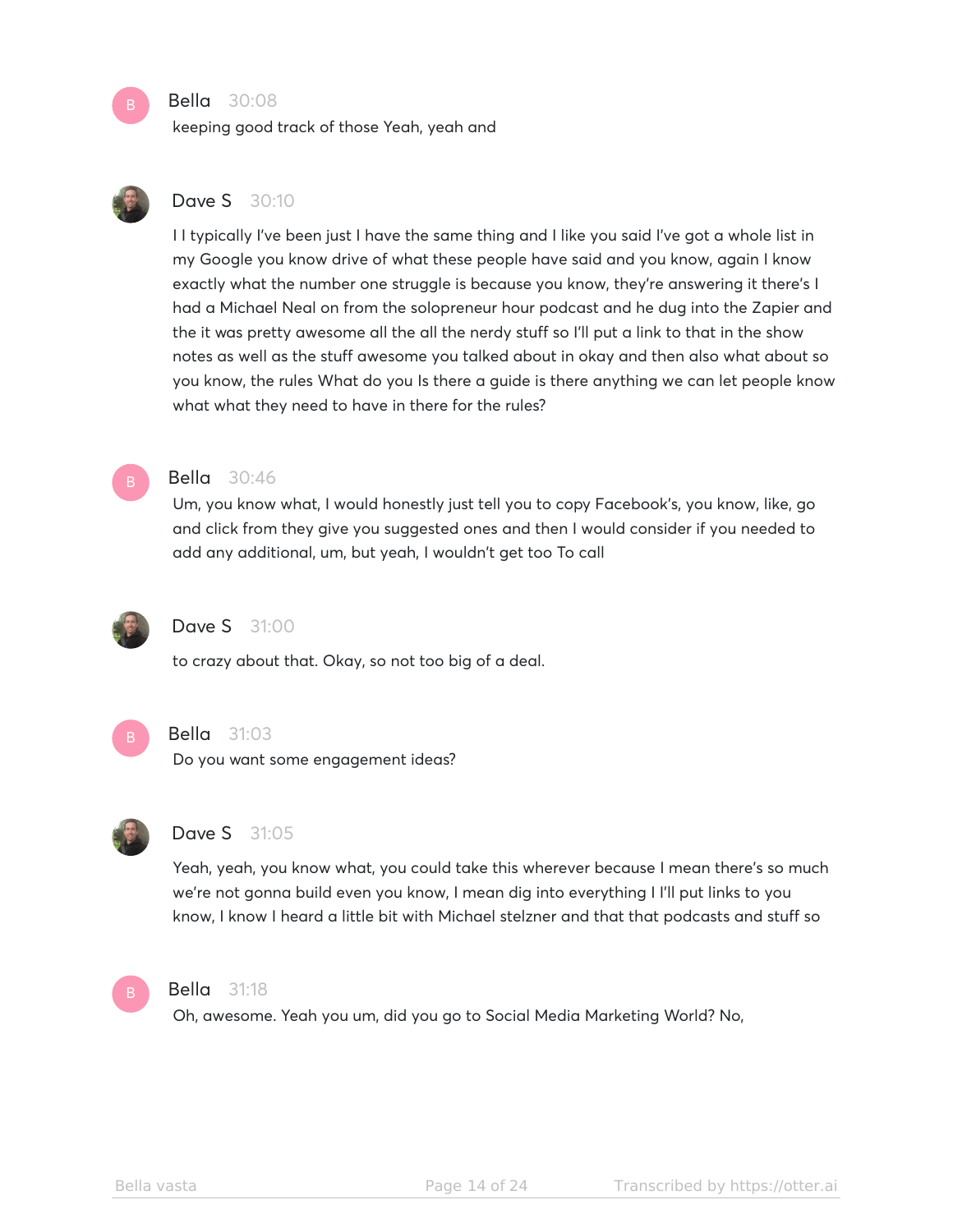**Bella** 30:08

keeping good track of those Yeah, yeah and

**Dave S** 30:10

I I typically I've been just I have the same thing and I like you said I've got a whole list in my Google you know drive of what these people have said and you know, again I know exactly what the number one struggle is because you know, they're answering it there's I had a Michael Neal on from the solopreneur hour podcast and he dug into the Zapier and the it was pretty awesome all the all the nerdy stuff so I'll put a link to that in the show notes as well as the stuff awesome you talked about in okay and then also what about so you know, the rules What do you Is there a guide is there anything we can let people know what what they need to have in there for the rules?

**Bella** 30:46

Um, you know what, I would honestly just tell you to copy Facebook's, you know, like, go and click from they give you suggested ones and then I would consider if you needed to add any additional, um, but yeah, I wouldn't get too To call

**Dave S** 31:00

to crazy about that. Okay, so not too big of a deal.

**Bella** 31:03

Do you want some engagement ideas?

**Dave S** 31:05

Yeah, yeah, you know what, you could take this wherever because I mean there's so much we're not gonna build even you know, I mean dig into everything I I'll put links to you know, I know I heard a little bit with Michael stelzner and that that podcasts and stuff so

**Bella** 31:18

Oh, awesome. Yeah you um, did you go to Social Media Marketing World? No,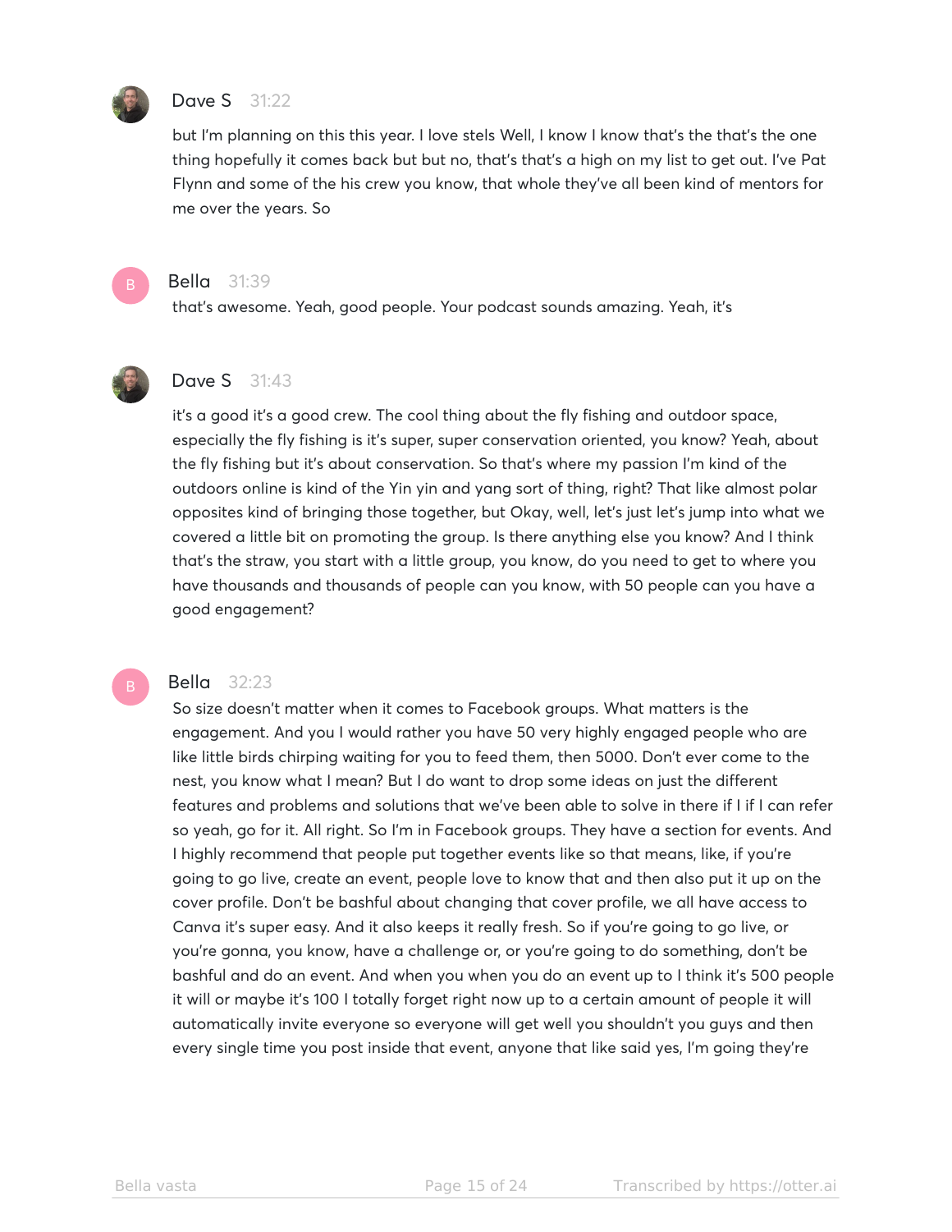**Dave S** 31:22

but I'm planning on this this year. I love stels Well, I know I know that's the that's the one thing hopefully it comes back but but no, that's that's a high on my list to get out. I've Pat Flynn and some of the his crew you know, that whole they've all been kind of mentors for me over the years. So

**Bella** 31:39

that's awesome. Yeah, good people. Your podcast sounds amazing. Yeah, it's

**Dave S** 31:43

it's a good it's a good crew. The cool thing about the fly fishing and outdoor space, especially the fly fishing is it's super, super conservation oriented, you know? Yeah, about the fly fishing but it's about conservation. So that's where my passion I'm kind of the outdoors online is kind of the Yin yin and yang sort of thing, right? That like almost polar opposites kind of bringing those together, but Okay, well, let's just let's jump into what we covered a little bit on promoting the group. Is there anything else you know? And I think that's the straw, you start with a little group, you know, do you need to get to where you have thousands and thousands of people can you know, with 50 people can you have a good engagement?

**Bella** 32:23

So size doesn't matter when it comes to Facebook groups. What matters is the engagement. And you I would rather you have 50 very highly engaged people who are like little birds chirping waiting for you to feed them, then 5000. Don't ever come to the nest, you know what I mean? But I do want to drop some ideas on just the different features and problems and solutions that we've been able to solve in there if I if I can refer so yeah, go for it. All right. So I'm in Facebook groups. They have a section for events. And I highly recommend that people put together events like so that means, like, if you're going to go live, create an event, people love to know that and then also put it up on the cover profile. Don't be bashful about changing that cover profile, we all have access to Canva it's super easy. And it also keeps it really fresh. So if you're going to go live, or you're gonna, you know, have a challenge or, or you're going to do something, don't be bashful and do an event. And when you when you do an event up to I think it's 500 people it will or maybe it's 100 I totally forget right now up to a certain amount of people it will automatically invite everyone so everyone will get well you shouldn't you guys and then every single time you post inside that event, anyone that like said yes, I'm going they're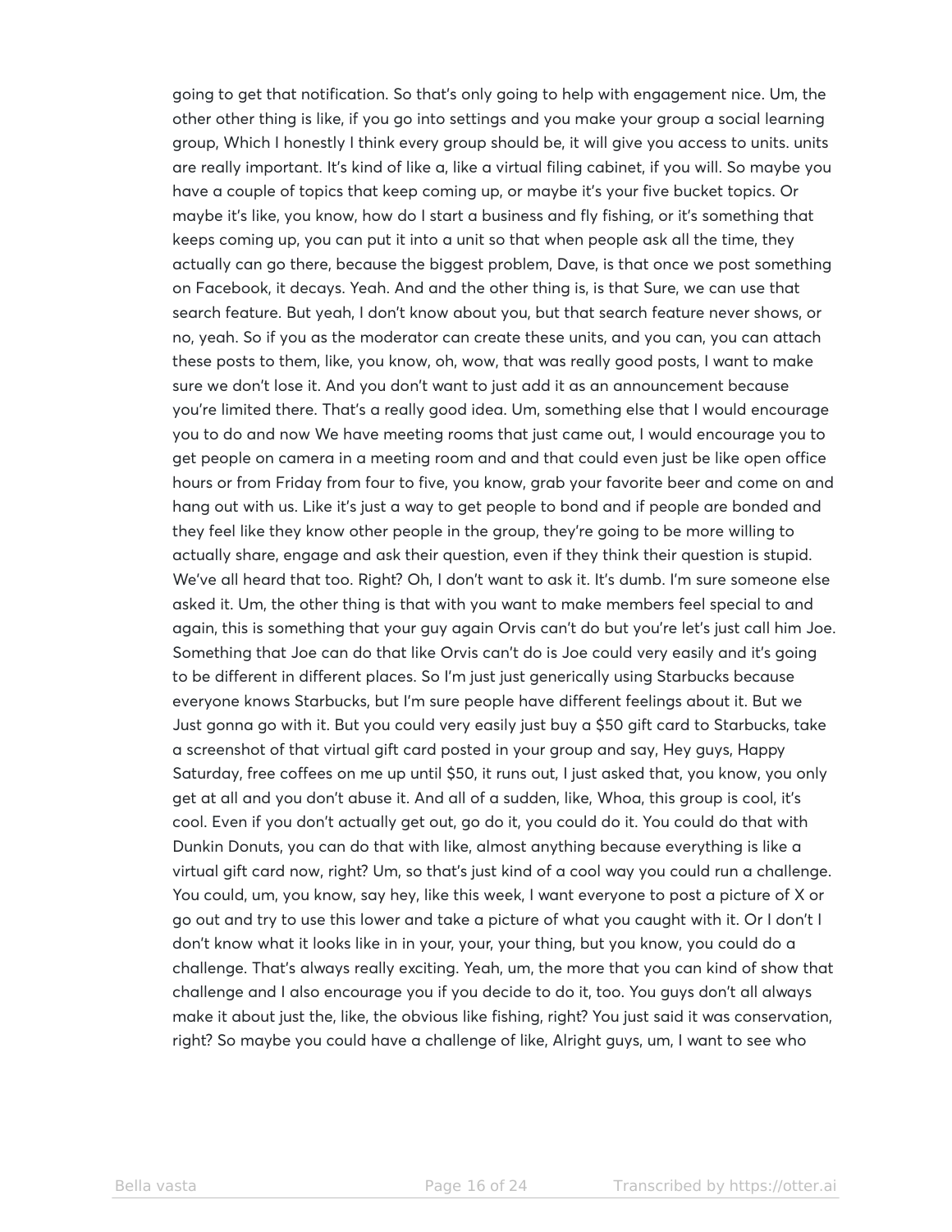going to get that notification. So that's only going to help with engagement nice. Um, the other other thing is like, if you go into settings and you make your group a social learning group, Which I honestly I think every group should be, it will give you access to units. units are really important. It's kind of like a, like a virtual filing cabinet, if you will. So maybe you have a couple of topics that keep coming up, or maybe it's your five bucket topics. Or maybe it's like, you know, how do I start a business and fly fishing, or it's something that keeps coming up, you can put it into a unit so that when people ask all the time, they actually can go there, because the biggest problem, Dave, is that once we post something on Facebook, it decays. Yeah. And and the other thing is, is that Sure, we can use that search feature. But yeah, I don't know about you, but that search feature never shows, or no, yeah. So if you as the moderator can create these units, and you can, you can attach these posts to them, like, you know, oh, wow, that was really good posts, I want to make sure we don't lose it. And you don't want to just add it as an announcement because you're limited there. That's a really good idea. Um, something else that I would encourage you to do and now We have meeting rooms that just came out, I would encourage you to get people on camera in a meeting room and and that could even just be like open office hours or from Friday from four to five, you know, grab your favorite beer and come on and hang out with us. Like it's just a way to get people to bond and if people are bonded and they feel like they know other people in the group, they're going to be more willing to actually share, engage and ask their question, even if they think their question is stupid. We've all heard that too. Right? Oh, I don't want to ask it. It's dumb. I'm sure someone else asked it. Um, the other thing is that with you want to make members feel special to and again, this is something that your guy again Orvis can't do but you're let's just call him Joe. Something that Joe can do that like Orvis can't do is Joe could very easily and it's going to be different in different places. So I'm just just generically using Starbucks because everyone knows Starbucks, but I'm sure people have different feelings about it. But we Just gonna go with it. But you could very easily just buy a $50 gift card to Starbucks, take a screenshot of that virtual gift card posted in your group and say, Hey guys, Happy Saturday, free coffees on me up until $50, it runs out, I just asked that, you know, you only get at all and you don't abuse it. And all of a sudden, like, Whoa, this group is cool, it's cool. Even if you don't actually get out, go do it, you could do it. You could do that with Dunkin Donuts, you can do that with like, almost anything because everything is like a virtual gift card now, right? Um, so that's just kind of a cool way you could run a challenge. You could, um, you know, say hey, like this week, I want everyone to post a picture of X or go out and try to use this lower and take a picture of what you caught with it. Or I don't I don't know what it looks like in in your, your, your thing, but you know, you could do a challenge. That's always really exciting. Yeah, um, the more that you can kind of show that challenge and I also encourage you if you decide to do it, too. You guys don't all always make it about just the, like, the obvious like fishing, right? You just said it was conservation, right? So maybe you could have a challenge of like, Alright guys, um, I want to see who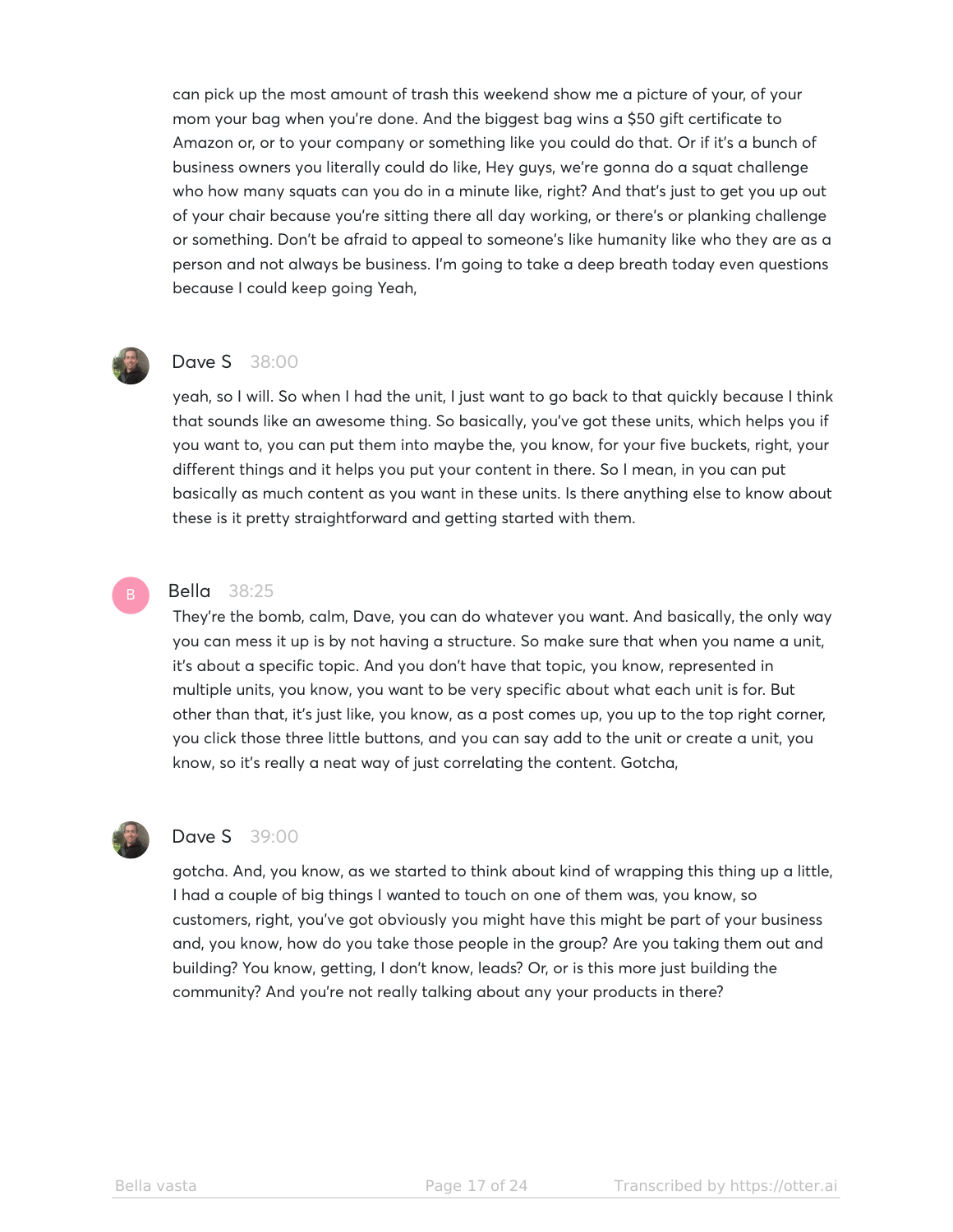can pick up the most amount of trash this weekend show me a picture of your, of your mom your bag when you're done. And the biggest bag wins a $50 gift certificate to Amazon or, or to your company or something like you could do that. Or if it's a bunch of business owners you literally could do like, Hey guys, we're gonna do a squat challenge who how many squats can you do in a minute like, right? And that's just to get you up out of your chair because you're sitting there all day working, or there's or planking challenge or something. Don't be afraid to appeal to someone's like humanity like who they are as a person and not always be business. I'm going to take a deep breath today even questions because I could keep going Yeah,

**Dave S** 38:00

yeah, so I will. So when I had the unit, I just want to go back to that quickly because I think that sounds like an awesome thing. So basically, you've got these units, which helps you if you want to, you can put them into maybe the, you know, for your five buckets, right, your different things and it helps you put your content in there. So I mean, in you can put basically as much content as you want in these units. Is there anything else to know about these is it pretty straightforward and getting started with them.

**Bella** 38:25

They're the bomb, calm, Dave, you can do whatever you want. And basically, the only way you can mess it up is by not having a structure. So make sure that when you name a unit, it's about a specific topic. And you don't have that topic, you know, represented in multiple units, you know, you want to be very specific about what each unit is for. But other than that, it's just like, you know, as a post comes up, you up to the top right corner, you click those three little buttons, and you can say add to the unit or create a unit, you know, so it's really a neat way of just correlating the content. Gotcha,

**Dave S** 39:00

gotcha. And, you know, as we started to think about kind of wrapping this thing up a little, I had a couple of big things I wanted to touch on one of them was, you know, so customers, right, you've got obviously you might have this might be part of your business and, you know, how do you take those people in the group? Are you taking them out and building? You know, getting, I don't know, leads? Or, or is this more just building the community? And you're not really talking about any your products in there?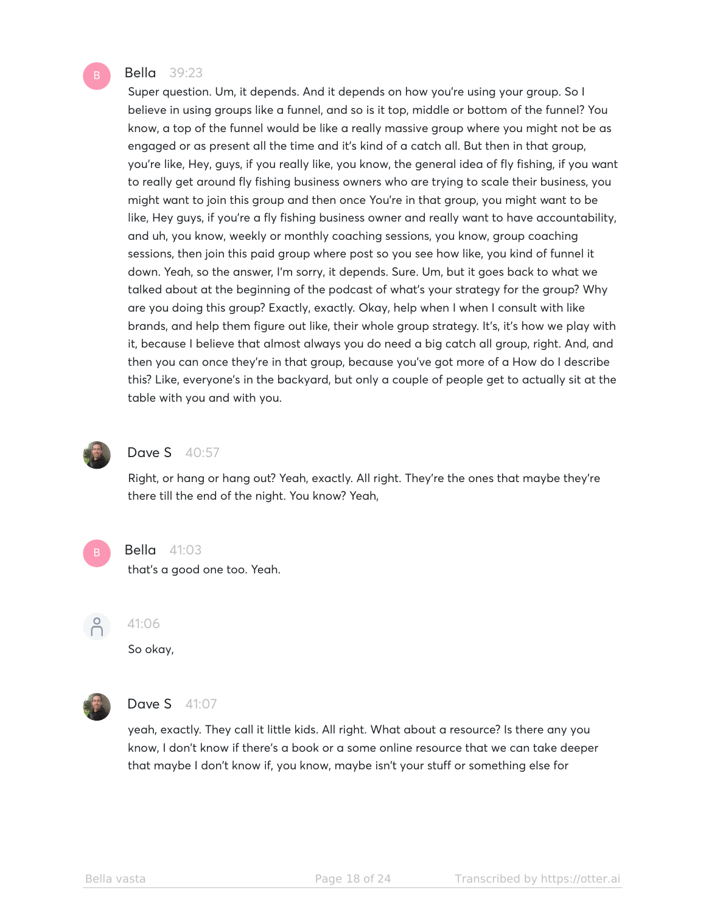**Bella** 39:23

Super question. Um, it depends. And it depends on how you're using your group. So I believe in using groups like a funnel, and so is it top, middle or bottom of the funnel? You know, a top of the funnel would be like a really massive group where you might not be as engaged or as present all the time and it's kind of a catch all. But then in that group, you're like, Hey, guys, if you really like, you know, the general idea of fly fishing, if you want to really get around fly fishing business owners who are trying to scale their business, you might want to join this group and then once You're in that group, you might want to be like, Hey guys, if you're a fly fishing business owner and really want to have accountability, and uh, you know, weekly or monthly coaching sessions, you know, group coaching sessions, then join this paid group where post so you see how like, you kind of funnel it down. Yeah, so the answer, I'm sorry, it depends. Sure. Um, but it goes back to what we talked about at the beginning of the podcast of what's your strategy for the group? Why are you doing this group? Exactly, exactly. Okay, help when I when I consult with like brands, and help them figure out like, their whole group strategy. It's, it's how we play with it, because I believe that almost always you do need a big catch all group, right. And, and then you can once they're in that group, because you've got more of a How do I describe this? Like, everyone's in the backyard, but only a couple of people get to actually sit at the table with you and with you.

**Dave S** 40:57

Right, or hang or hang out? Yeah, exactly. All right. They're the ones that maybe they're there till the end of the night. You know? Yeah,

**Bella** 41:03

that's a good one too. Yeah.

41:06

So okay,

**Dave S** 41:07

yeah, exactly. They call it little kids. All right. What about a resource? Is there any you know, I don't know if there's a book or a some online resource that we can take deeper that maybe I don't know if, you know, maybe isn't your stuff or something else for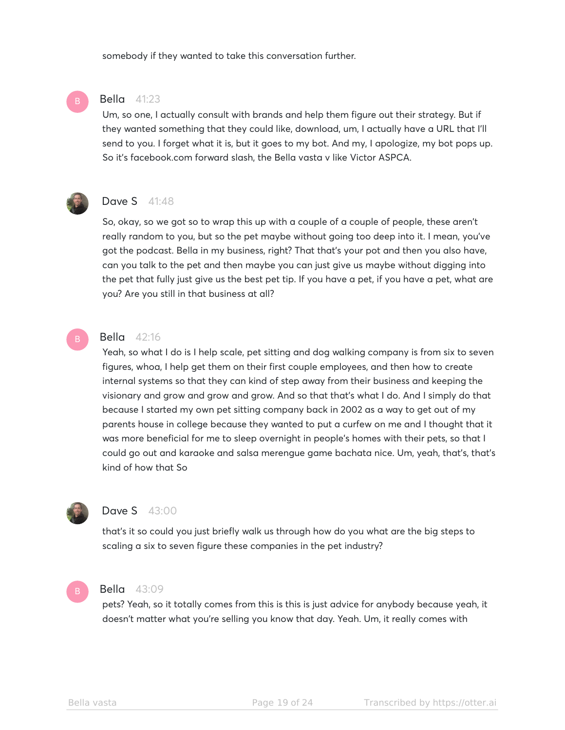somebody if they wanted to take this conversation further.

**Bella** 41:23

Um, so one, I actually consult with brands and help them figure out their strategy. But if they wanted something that they could like, download, um, I actually have a URL that I'll send to you. I forget what it is, but it goes to my bot. And my, I apologize, my bot pops up. So it's facebook.com forward slash, the Bella vasta v like Victor ASPCA.

**Dave S** 41:48

So, okay, so we got so to wrap this up with a couple of a couple of people, these aren't really random to you, but so the pet maybe without going too deep into it. I mean, you've got the podcast. Bella in my business, right? That that's your pot and then you also have, can you talk to the pet and then maybe you can just give us maybe without digging into the pet that fully just give us the best pet tip. If you have a pet, if you have a pet, what are you? Are you still in that business at all?

**Bella** 42:16

Yeah, so what I do is I help scale, pet sitting and dog walking company is from six to seven figures, whoa, I help get them on their first couple employees, and then how to create internal systems so that they can kind of step away from their business and keeping the visionary and grow and grow and grow. And so that that's what I do. And I simply do that because I started my own pet sitting company back in 2002 as a way to get out of my parents house in college because they wanted to put a curfew on me and I thought that it was more beneficial for me to sleep overnight in people's homes with their pets, so that I could go out and karaoke and salsa merengue game bachata nice. Um, yeah, that's, that's kind of how that So

**Dave S** 43:00

that's it so could you just briefly walk us through how do you what are the big steps to scaling a six to seven figure these companies in the pet industry?

**Bella** 43:09

pets? Yeah, so it totally comes from this is this is just advice for anybody because yeah, it doesn't matter what you're selling you know that day. Yeah. Um, it really comes with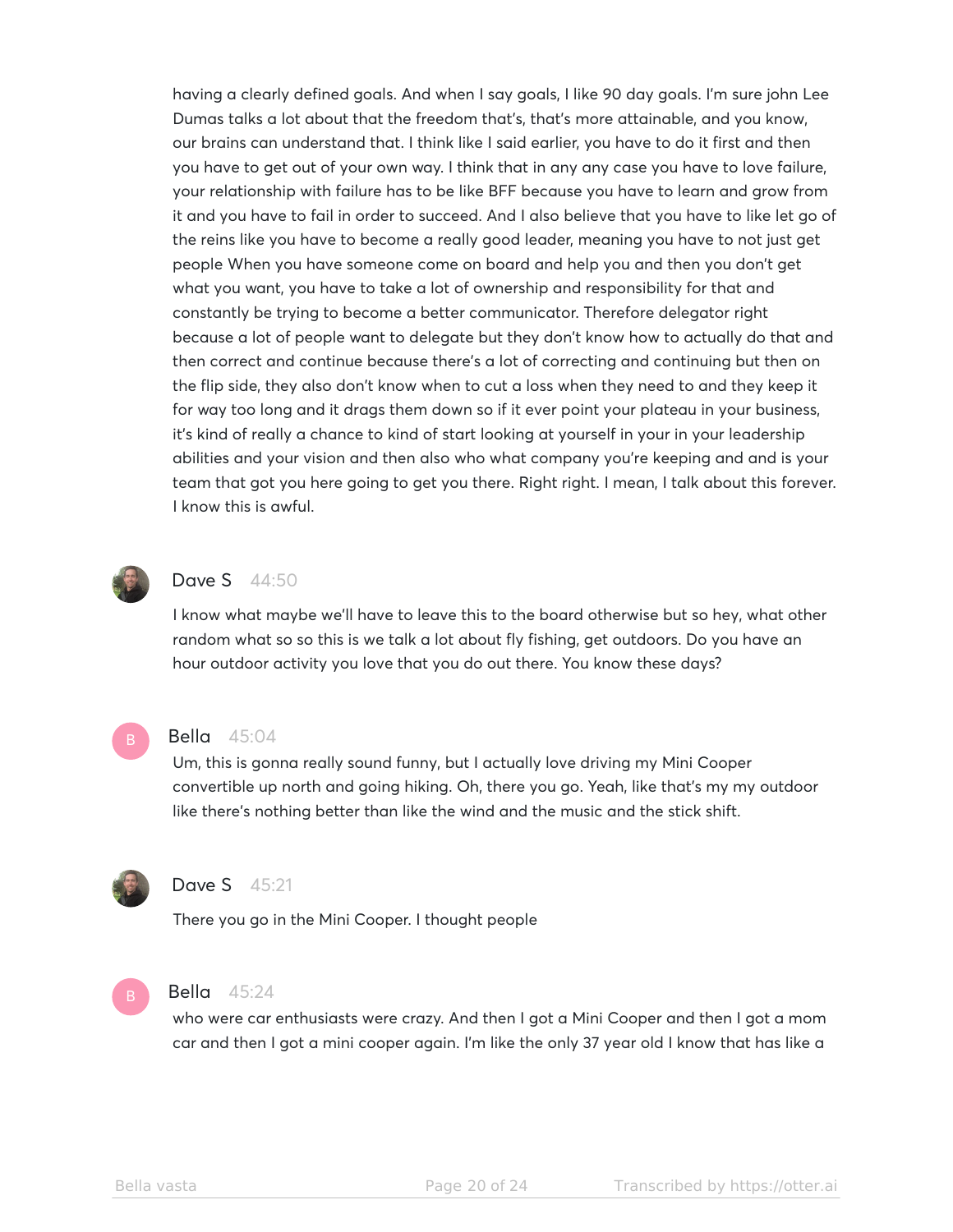having a clearly defined goals. And when I say goals, I like 90 day goals. I'm sure john Lee Dumas talks a lot about that the freedom that's, that's more attainable, and you know, our brains can understand that. I think like I said earlier, you have to do it first and then you have to get out of your own way. I think that in any any case you have to love failure, your relationship with failure has to be like BFF because you have to learn and grow from it and you have to fail in order to succeed. And I also believe that you have to like let go of the reins like you have to become a really good leader, meaning you have to not just get people When you have someone come on board and help you and then you don't get what you want, you have to take a lot of ownership and responsibility for that and constantly be trying to become a better communicator. Therefore delegator right because a lot of people want to delegate but they don't know how to actually do that and then correct and continue because there's a lot of correcting and continuing but then on the flip side, they also don't know when to cut a loss when they need to and they keep it for way too long and it drags them down so if it ever point your plateau in your business, it's kind of really a chance to kind of start looking at yourself in your in your leadership abilities and your vision and then also who what company you're keeping and and is your team that got you here going to get you there. Right right. I mean, I talk about this forever. I know this is awful.

**Dave S** 44:50

I know what maybe we'll have to leave this to the board otherwise but so hey, what other random what so so this is we talk a lot about fly fishing, get outdoors. Do you have an hour outdoor activity you love that you do out there. You know these days?

**Bella** 45:04

Um, this is gonna really sound funny, but I actually love driving my Mini Cooper convertible up north and going hiking. Oh, there you go. Yeah, like that's my my outdoor like there's nothing better than like the wind and the music and the stick shift.

**Dave S** 45:21

There you go in the Mini Cooper. I thought people

**Bella** 45:24

who were car enthusiasts were crazy. And then I got a Mini Cooper and then I got a mom car and then I got a mini cooper again. I'm like the only 37 year old I know that has like a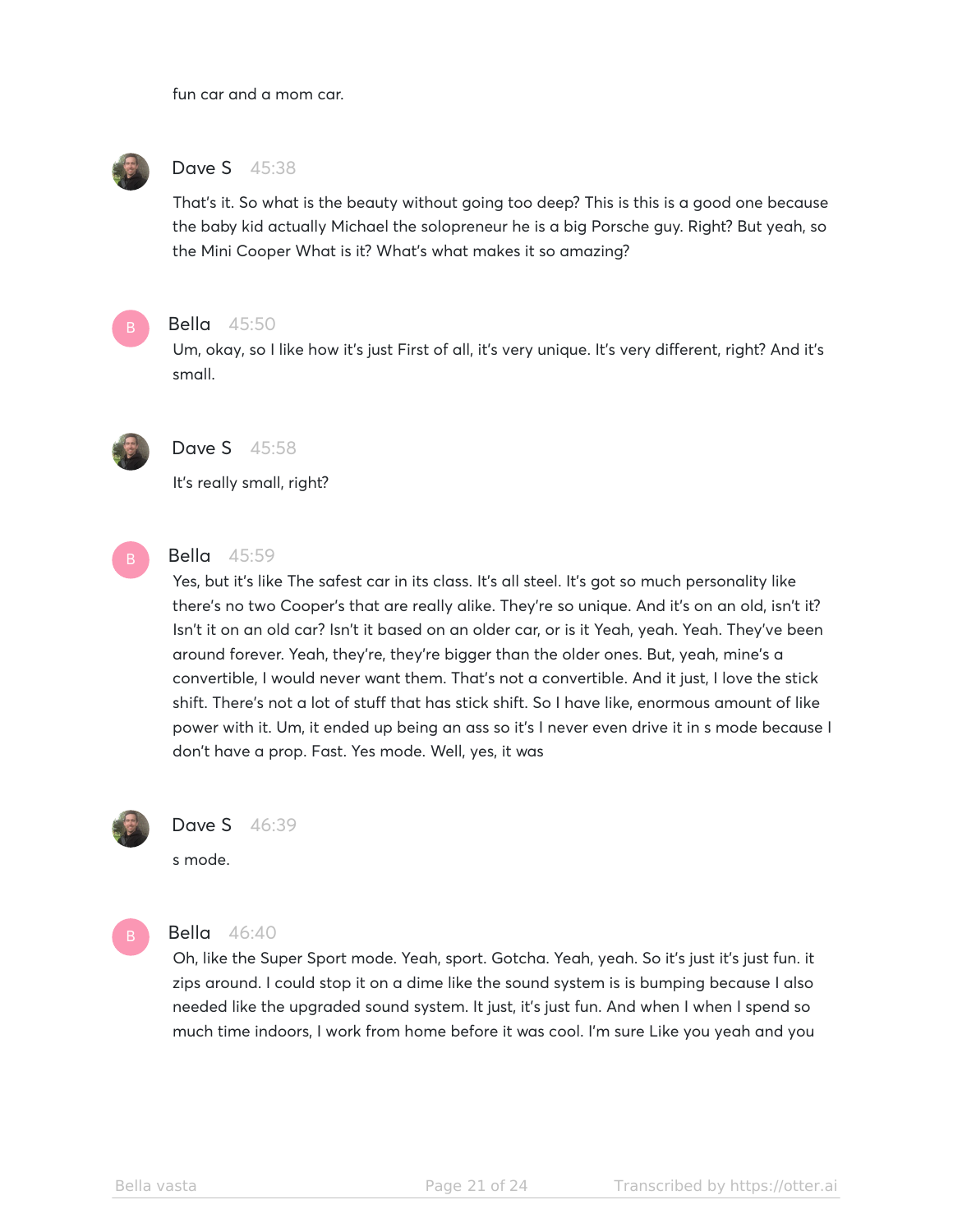fun car and a mom car.

**Dave S** 45:38

That's it. So what is the beauty without going too deep? This is this is a good one because the baby kid actually Michael the solopreneur he is a big Porsche guy. Right? But yeah, so the Mini Cooper What is it? What's what makes it so amazing?

**Bella** 45:50

Um, okay, so I like how it's just First of all, it's very unique. It's very different, right? And it's small.

**Dave S** 45:58

It's really small, right?

**Bella** 45:59

Yes, but it's like The safest car in its class. It's all steel. It's got so much personality like there's no two Cooper's that are really alike. They're so unique. And it's on an old, isn't it? Isn't it on an old car? Isn't it based on an older car, or is it Yeah, yeah. Yeah. They've been around forever. Yeah, they're, they're bigger than the older ones. But, yeah, mine's a convertible, I would never want them. That's not a convertible. And it just, I love the stick shift. There's not a lot of stuff that has stick shift. So I have like, enormous amount of like power with it. Um, it ended up being an ass so it's I never even drive it in s mode because I don't have a prop. Fast. Yes mode. Well, yes, it was

**Dave S** 46:39

s mode.

**Bella** 46:40

Oh, like the Super Sport mode. Yeah, sport. Gotcha. Yeah, yeah. So it's just it's just fun. it zips around. I could stop it on a dime like the sound system is is bumping because I also needed like the upgraded sound system. It just, it's just fun. And when I when I spend so much time indoors, I work from home before it was cool. I'm sure Like you yeah and you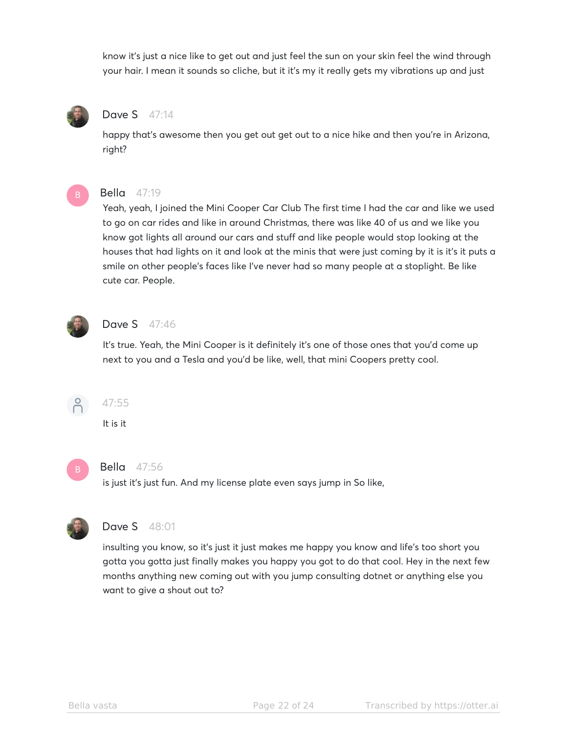know it's just a nice like to get out and just feel the sun on your skin feel the wind through your hair. I mean it sounds so cliche, but it it's my it really gets my vibrations up and just

**Dave S** 47:14

happy that's awesome then you get out get out to a nice hike and then you're in Arizona, right?

**Bella** 47:19

Yeah, yeah, I joined the Mini Cooper Car Club The first time I had the car and like we used to go on car rides and like in around Christmas, there was like 40 of us and we like you know got lights all around our cars and stuff and like people would stop looking at the houses that had lights on it and look at the minis that were just coming by it is it's it puts a smile on other people's faces like I've never had so many people at a stoplight. Be like cute car. People.

**Dave S** 47:46

It's true. Yeah, the Mini Cooper is it definitely it's one of those ones that you'd come up next to you and a Tesla and you'd be like, well, that mini Coopers pretty cool.

47:55

It is it

**Bella** 47:56

is just it's just fun. And my license plate even says jump in So like,

**Dave S** 48:01

insulting you know, so it's just it just makes me happy you know and life's too short you gotta you gotta just finally makes you happy you got to do that cool. Hey in the next few months anything new coming out with you jump consulting dotnet or anything else you want to give a shout out to?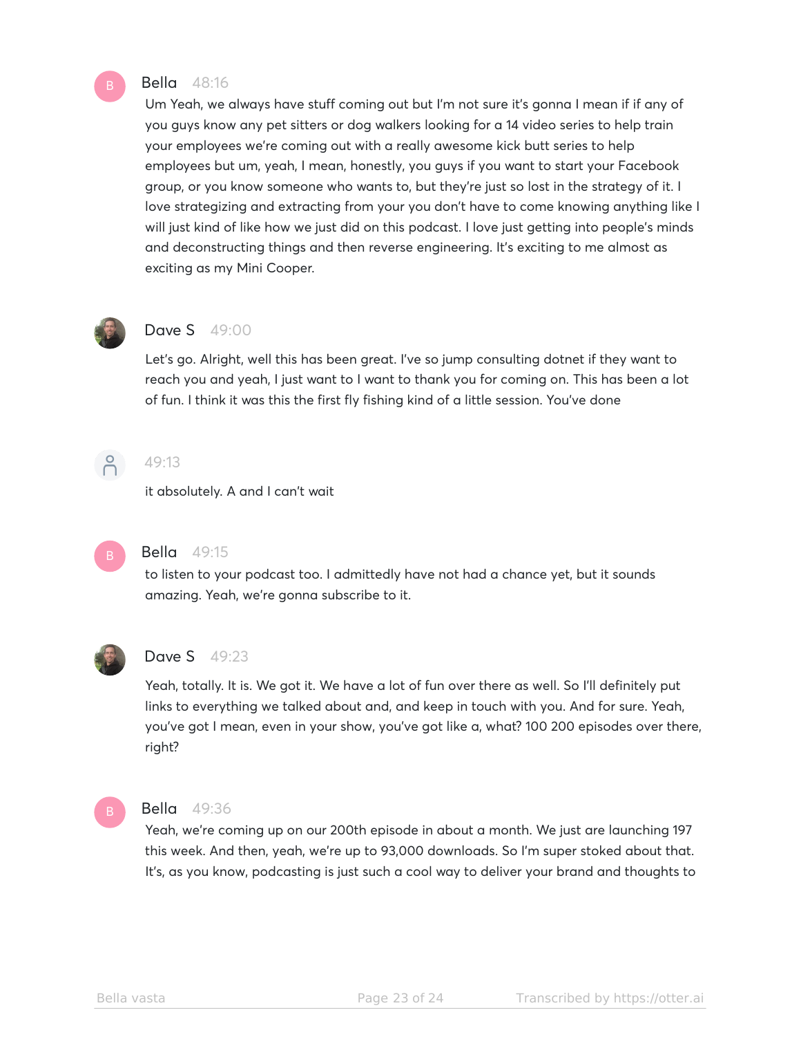**Bella** 48:16

Um Yeah, we always have stuff coming out but I'm not sure it's gonna I mean if if any of you guys know any pet sitters or dog walkers looking for a 14 video series to help train your employees we're coming out with a really awesome kick butt series to help employees but um, yeah, I mean, honestly, you guys if you want to start your Facebook group, or you know someone who wants to, but they're just so lost in the strategy of it. I love strategizing and extracting from your you don't have to come knowing anything like I will just kind of like how we just did on this podcast. I love just getting into people's minds and deconstructing things and then reverse engineering. It's exciting to me almost as exciting as my Mini Cooper.

**Dave S** 49:00

Let's go. Alright, well this has been great. I've so jump consulting dotnet if they want to reach you and yeah, I just want to I want to thank you for coming on. This has been a lot of fun. I think it was this the first fly fishing kind of a little session. You've done

49:13

it absolutely. A and I can't wait

**Bella** 49:15

to listen to your podcast too. I admittedly have not had a chance yet, but it sounds amazing. Yeah, we're gonna subscribe to it.

**Dave S** 49:23

Yeah, totally. It is. We got it. We have a lot of fun over there as well. So I'll definitely put links to everything we talked about and, and keep in touch with you. And for sure. Yeah, you've got I mean, even in your show, you've got like a, what? 100 200 episodes over there, right?

**Bella** 49:36

Yeah, we're coming up on our 200th episode in about a month. We just are launching 197 this week. And then, yeah, we're up to 93,000 downloads. So I'm super stoked about that. It's, as you know, podcasting is just such a cool way to deliver your brand and thoughts to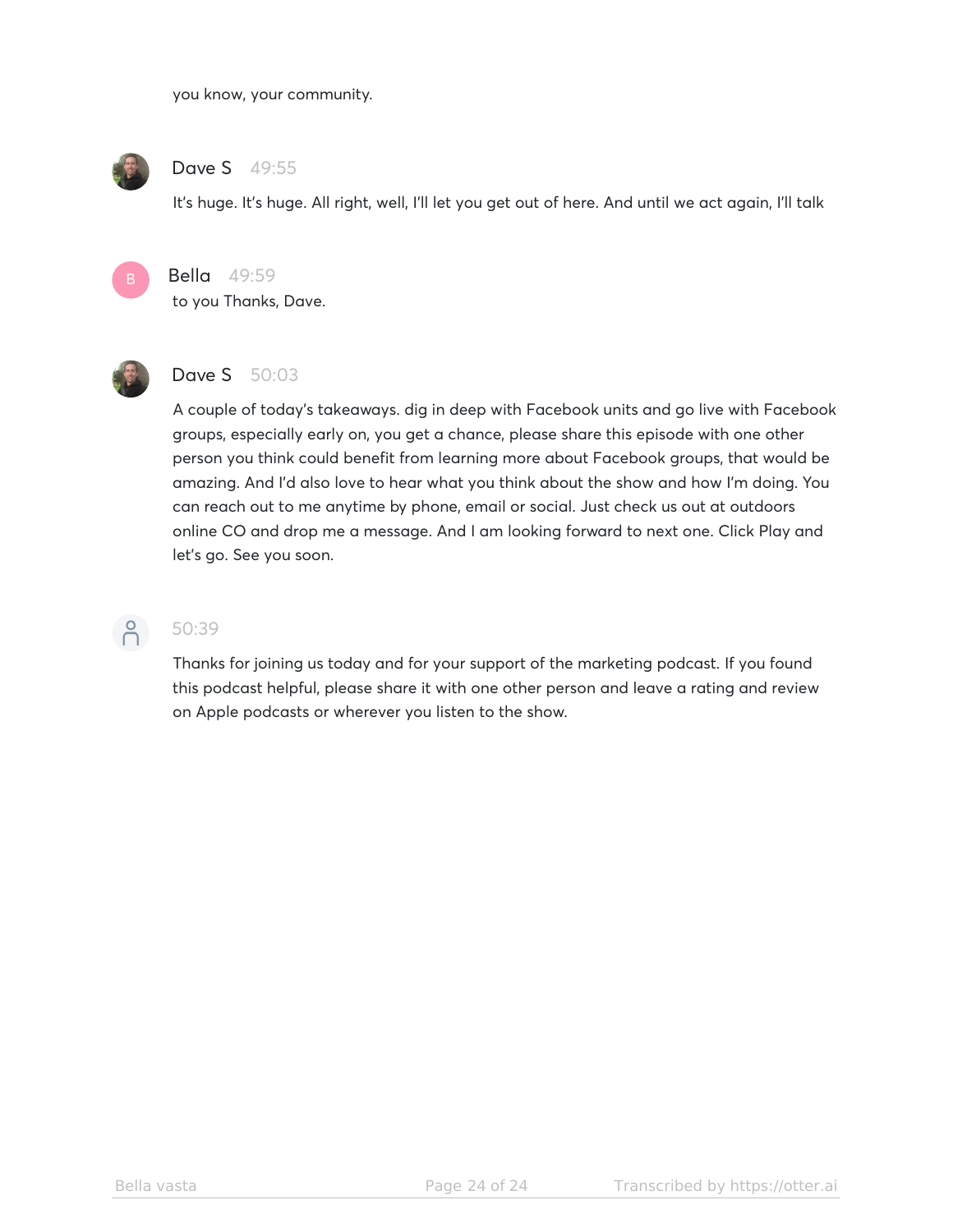you know, your community.

**Dave S** 49:55

It's huge. It's huge. All right, well, I'll let you get out of here. And until we act again, I'll talk

**Bella** 49:59

to you Thanks, Dave.

**Dave S** 50:03

A couple of today's takeaways. dig in deep with Facebook units and go live with Facebook groups, especially early on, you get a chance, please share this episode with one other person you think could benefit from learning more about Facebook groups, that would be amazing. And I'd also love to hear what you think about the show and how I'm doing. You can reach out to me anytime by phone, email or social. Just check us out at outdoors online CO and drop me a message. And I am looking forward to next one. Click Play and let's go. See you soon.

50:39

Thanks for joining us today and for your support of the marketing podcast. If you found this podcast helpful, please share it with one other person and leave a rating and review on Apple podcasts or wherever you listen to the show.